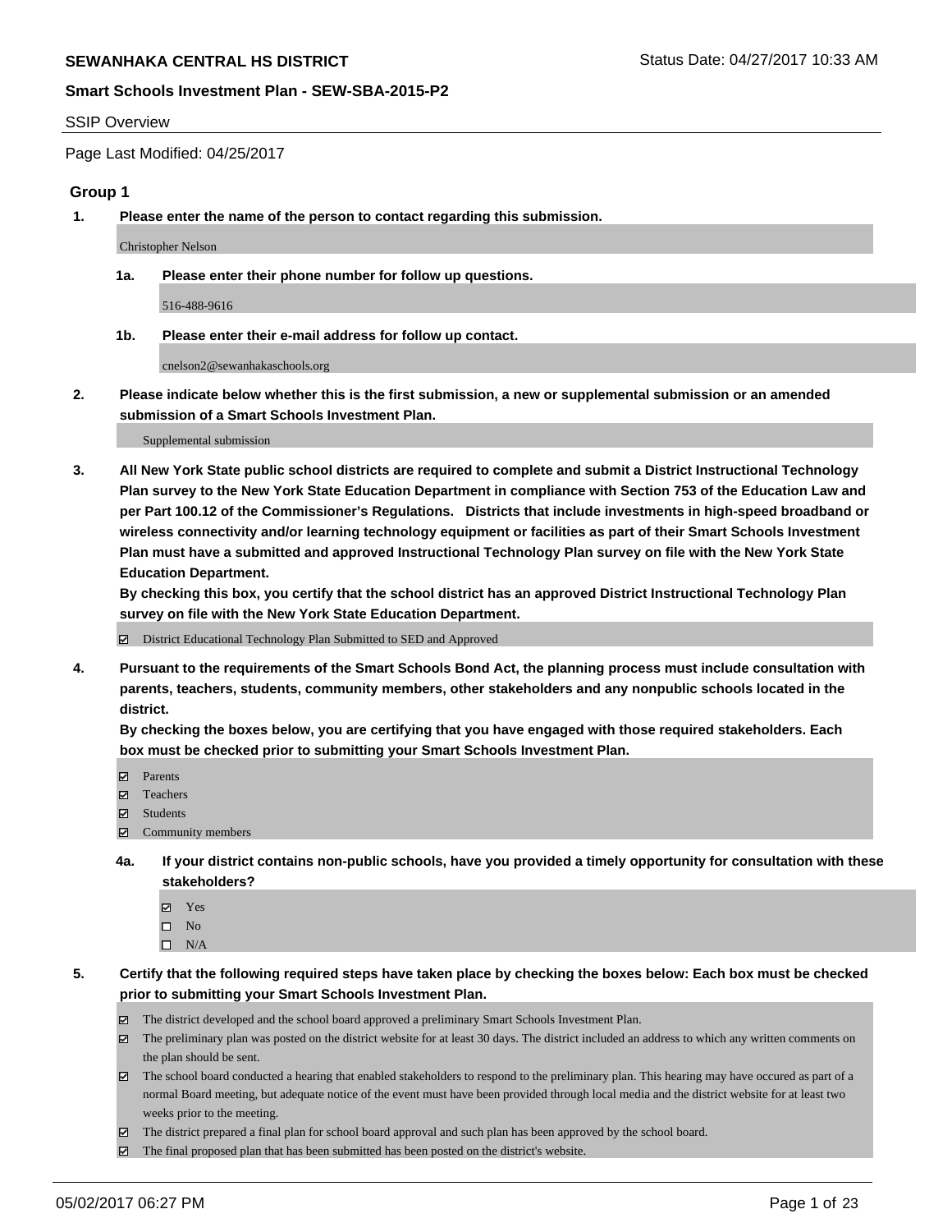**SEWANHAKA CENTRAL HS DISTRICT** Status Date: 04/27/2017 10:33 AM

**Smart Schools Investment Plan - SEW-SBA-2015-P2**

SSIP Overview

Page Last Modified: 04/25/2017

## Group 1

**1. Please enter the name of the person to contact regarding this submission.**

Christopher Nelson

**1a. Please enter their phone number for follow up questions.**

516-488-9616

**1b. Please enter their e-mail address for follow up contact.**

cnelson2@sewanhakaschools.org

**2. Please indicate below whether this is the first submission, a new or supplemental submission or an amended submission of a Smart Schools Investment Plan.**

Supplemental submission

**3. All New York State public school districts are required to complete and submit a District Instructional Technology Plan survey to the New York State Education Department in compliance with Section 753 of the Education Law and per Part 100.12 of the Commissioner's Regulations. Districts that include investments in high-speed broadband or wireless connectivity and/or learning technology equipment or facilities as part of their Smart Schools Investment Plan must have a submitted and approved Instructional Technology Plan survey on file with the New York State Education Department.**
**By checking this box, you certify that the school district has an approved District Instructional Technology Plan survey on file with the New York State Education Department.**

☑ District Educational Technology Plan Submitted to SED and Approved

**4. Pursuant to the requirements of the Smart Schools Bond Act, the planning process must include consultation with parents, teachers, students, community members, other stakeholders and any nonpublic schools located in the district.**
**By checking the boxes below, you are certifying that you have engaged with those required stakeholders. Each box must be checked prior to submitting your Smart Schools Investment Plan.**

☑ Parents
☑ Teachers
☑ Students
☑ Community members

**4a. If your district contains non-public schools, have you provided a timely opportunity for consultation with these stakeholders?**

☑ Yes
☐ No
☐ N/A

**5. Certify that the following required steps have taken place by checking the boxes below: Each box must be checked prior to submitting your Smart Schools Investment Plan.**

☑ The district developed and the school board approved a preliminary Smart Schools Investment Plan.
☑ The preliminary plan was posted on the district website for at least 30 days. The district included an address to which any written comments on the plan should be sent.
☑ The school board conducted a hearing that enabled stakeholders to respond to the preliminary plan. This hearing may have occured as part of a normal Board meeting, but adequate notice of the event must have been provided through local media and the district website for at least two weeks prior to the meeting.
☑ The district prepared a final plan for school board approval and such plan has been approved by the school board.
☑ The final proposed plan that has been submitted has been posted on the district's website.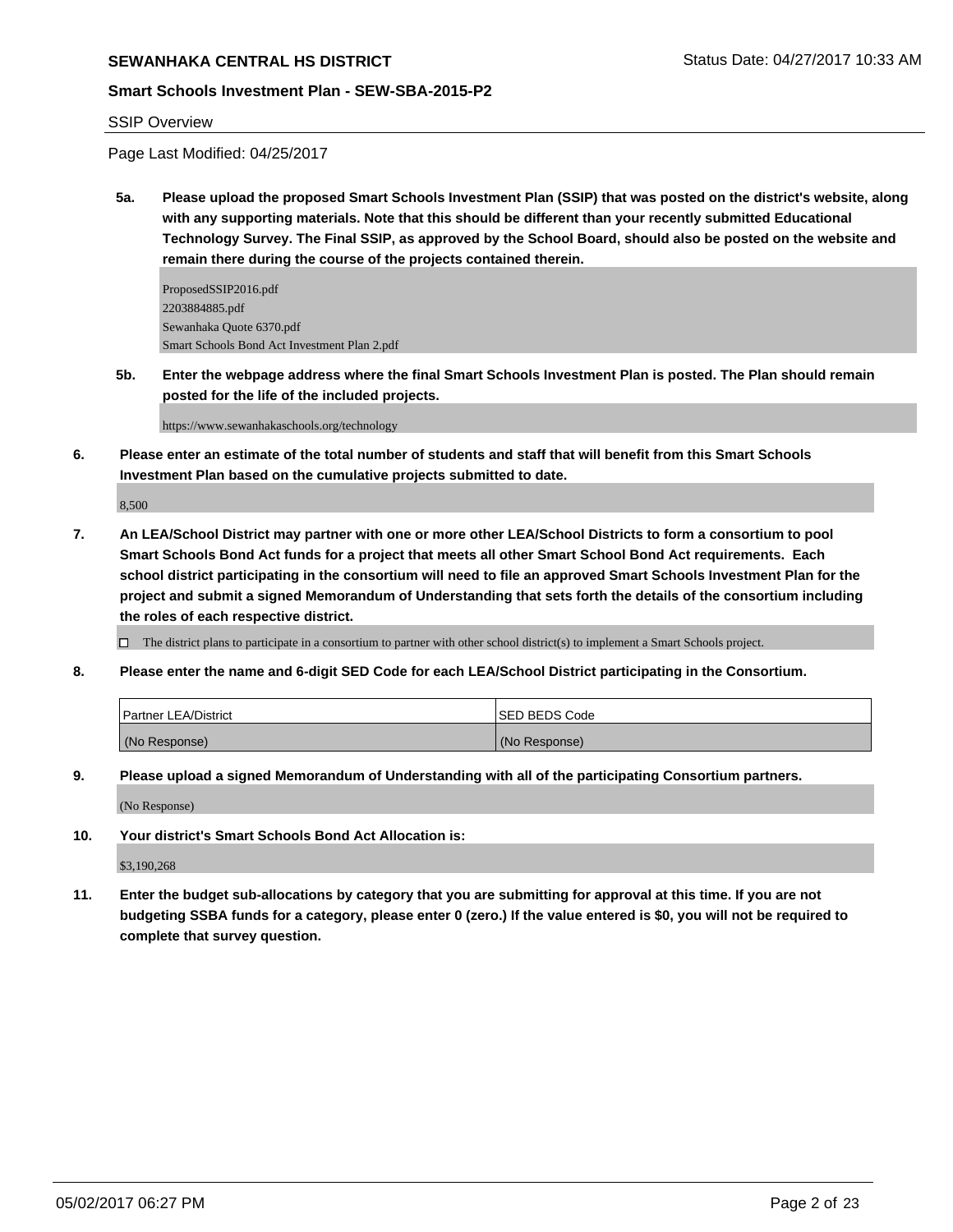SSIP Overview

Page Last Modified: 04/25/2017

**5a. Please upload the proposed Smart Schools Investment Plan (SSIP) that was posted on the district's website, along with any supporting materials. Note that this should be different than your recently submitted Educational Technology Survey. The Final SSIP, as approved by the School Board, should also be posted on the website and remain there during the course of the projects contained therein.**

ProposedSSIP2016.pdf
2203884885.pdf
Sewanhaka Quote 6370.pdf
Smart Schools Bond Act Investment Plan 2.pdf

**5b. Enter the webpage address where the final Smart Schools Investment Plan is posted. The Plan should remain posted for the life of the included projects.**

https://www.sewanhakaschools.org/technology

**6. Please enter an estimate of the total number of students and staff that will benefit from this Smart Schools Investment Plan based on the cumulative projects submitted to date.**

8,500

**7. An LEA/School District may partner with one or more other LEA/School Districts to form a consortium to pool Smart Schools Bond Act funds for a project that meets all other Smart School Bond Act requirements. Each school district participating in the consortium will need to file an approved Smart Schools Investment Plan for the project and submit a signed Memorandum of Understanding that sets forth the details of the consortium including the roles of each respective district.**

☐ The district plans to participate in a consortium to partner with other school district(s) to implement a Smart Schools project.

**8. Please enter the name and 6-digit SED Code for each LEA/School District participating in the Consortium.**

| Partner LEA/District | SED BEDS Code |
|---|---|
| (No Response) | (No Response) |

**9. Please upload a signed Memorandum of Understanding with all of the participating Consortium partners.**

(No Response)

**10. Your district's Smart Schools Bond Act Allocation is:**

$3,190,268

**11. Enter the budget sub-allocations by category that you are submitting for approval at this time. If you are not budgeting SSBA funds for a category, please enter 0 (zero.) If the value entered is $0, you will not be required to complete that survey question.**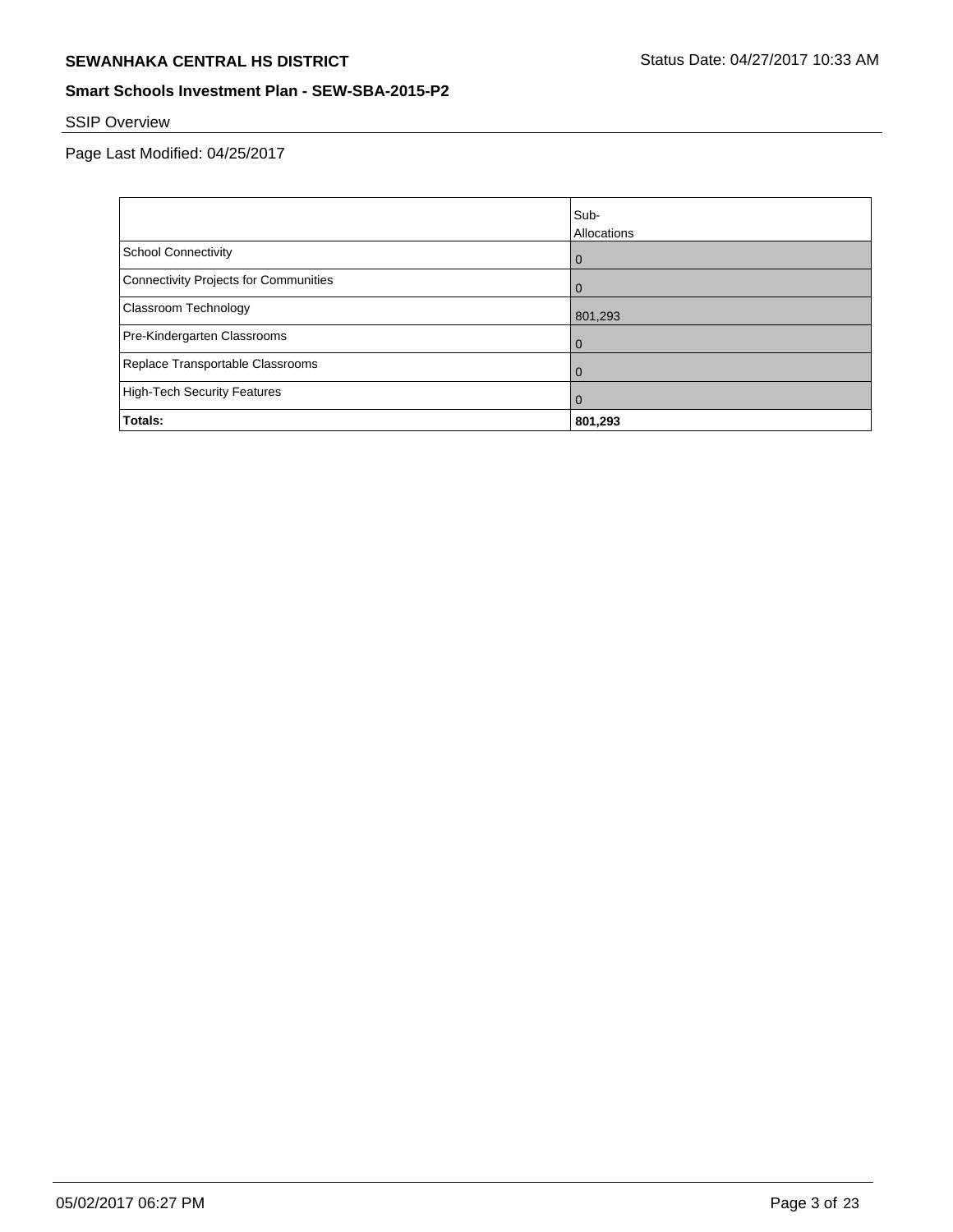## SSIP Overview

Page Last Modified: 04/25/2017

| | Sub-Allocations |
|---|---|
| School Connectivity | 0 |
| Connectivity Projects for Communities | 0 |
| Classroom Technology | 801,293 |
| Pre-Kindergarten Classrooms | 0 |
| Replace Transportable Classrooms | 0 |
| High-Tech Security Features | 0 |
| **Totals:** | **801,293** |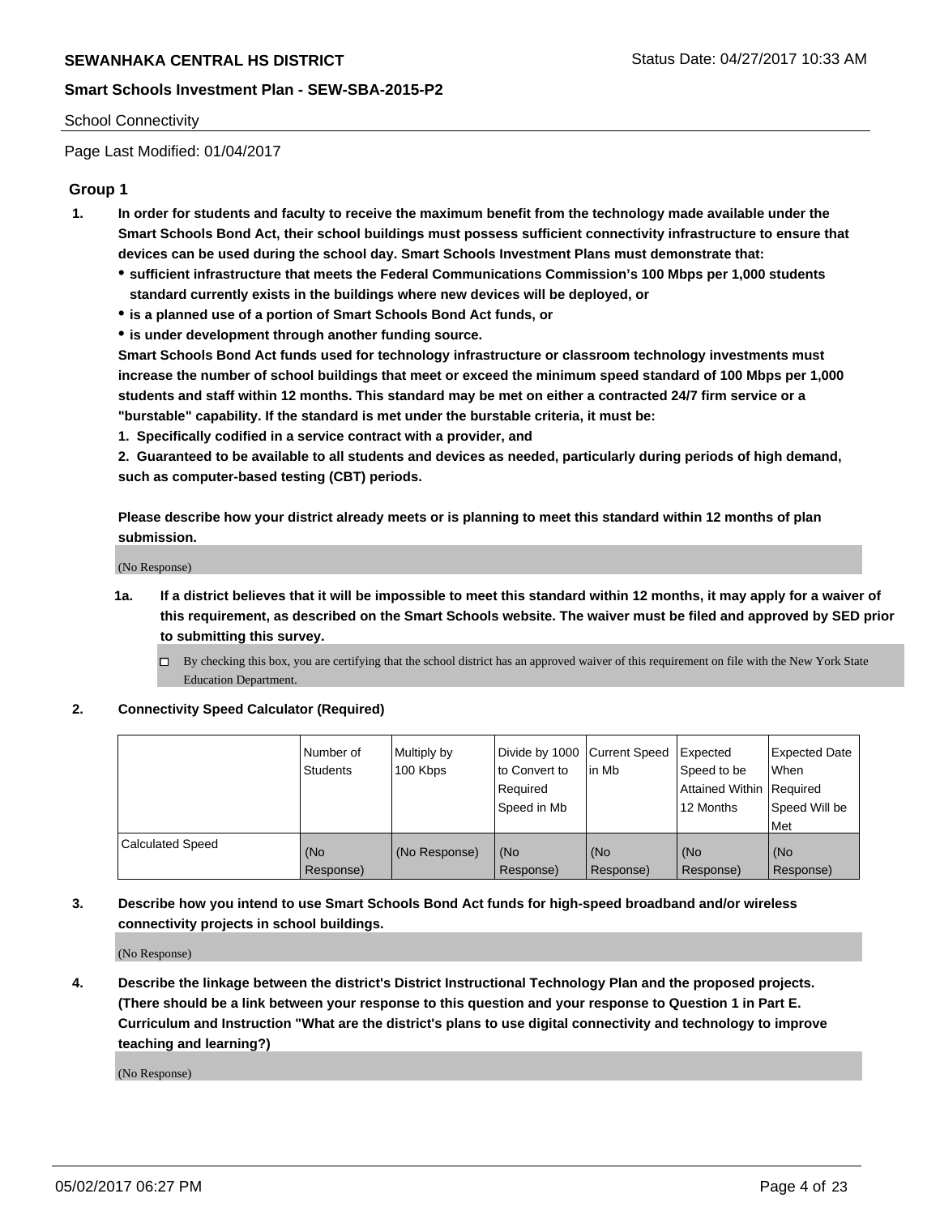School Connectivity

Page Last Modified: 01/04/2017

## Group 1

1. **In order for students and faculty to receive the maximum benefit from the technology made available under the Smart Schools Bond Act, their school buildings must possess sufficient connectivity infrastructure to ensure that devices can be used during the school day. Smart Schools Investment Plans must demonstrate that:**
   - **sufficient infrastructure that meets the Federal Communications Commission's 100 Mbps per 1,000 students standard currently exists in the buildings where new devices will be deployed, or**
   - **is a planned use of a portion of Smart Schools Bond Act funds, or**
   - **is under development through another funding source.**

   **Smart Schools Bond Act funds used for technology infrastructure or classroom technology investments must increase the number of school buildings that meet or exceed the minimum speed standard of 100 Mbps per 1,000 students and staff within 12 months. This standard may be met on either a contracted 24/7 firm service or a "burstable" capability. If the standard is met under the burstable criteria, it must be:**

   **1. Specifically codified in a service contract with a provider, and**

   **2. Guaranteed to be available to all students and devices as needed, particularly during periods of high demand, such as computer-based testing (CBT) periods.**

   **Please describe how your district already meets or is planning to meet this standard within 12 months of plan submission.**

   (No Response)

   1a. **If a district believes that it will be impossible to meet this standard within 12 months, it may apply for a waiver of this requirement, as described on the Smart Schools website. The waiver must be filed and approved by SED prior to submitting this survey.**

   ☐ By checking this box, you are certifying that the school district has an approved waiver of this requirement on file with the New York State Education Department.

2. **Connectivity Speed Calculator (Required)**

| | Number of Students | Multiply by 100 Kbps | Divide by 1000 to Convert to Required Speed in Mb | Current Speed in Mb | Expected Speed to be Attained Within 12 Months | Expected Date When Required Speed Will be Met |
|---|---|---|---|---|---|---|
| Calculated Speed | (No Response) | (No Response) | (No Response) | (No Response) | (No Response) | (No Response) |

3. **Describe how you intend to use Smart Schools Bond Act funds for high-speed broadband and/or wireless connectivity projects in school buildings.**

   (No Response)

4. **Describe the linkage between the district's District Instructional Technology Plan and the proposed projects. (There should be a link between your response to this question and your response to Question 1 in Part E. Curriculum and Instruction "What are the district's plans to use digital connectivity and technology to improve teaching and learning?)**

   (No Response)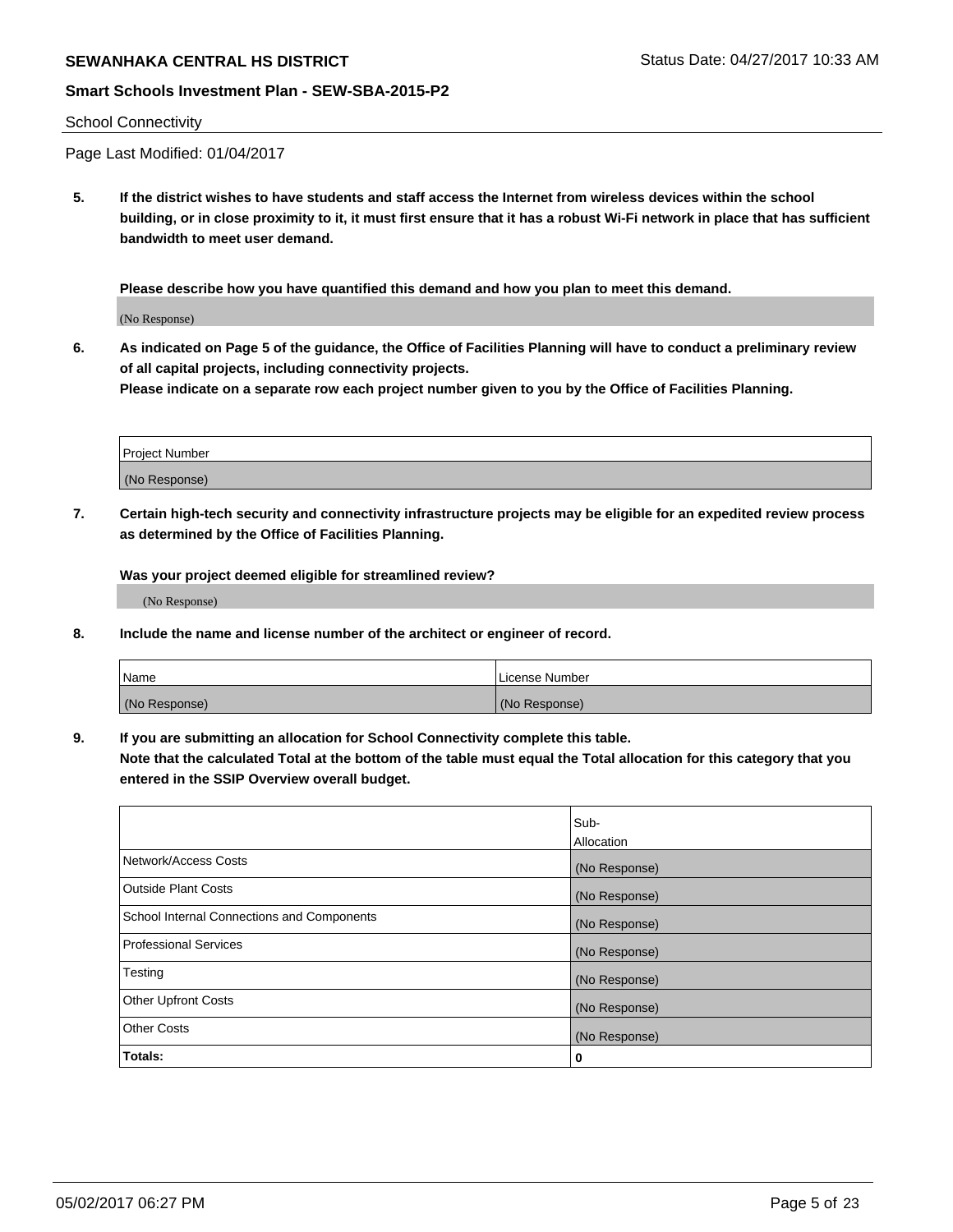School Connectivity

Page Last Modified: 01/04/2017

**5. If the district wishes to have students and staff access the Internet from wireless devices within the school building, or in close proximity to it, it must first ensure that it has a robust Wi-Fi network in place that has sufficient bandwidth to meet user demand.**

**Please describe how you have quantified this demand and how you plan to meet this demand.**

(No Response)

**6. As indicated on Page 5 of the guidance, the Office of Facilities Planning will have to conduct a preliminary review of all capital projects, including connectivity projects.**
**Please indicate on a separate row each project number given to you by the Office of Facilities Planning.**

| Project Number |
| --- |
| (No Response) |

**7. Certain high-tech security and connectivity infrastructure projects may be eligible for an expedited review process as determined by the Office of Facilities Planning.**

**Was your project deemed eligible for streamlined review?**

(No Response)

**8. Include the name and license number of the architect or engineer of record.**

| Name | License Number |
| --- | --- |
| (No Response) | (No Response) |

**9. If you are submitting an allocation for School Connectivity complete this table.**
**Note that the calculated Total at the bottom of the table must equal the Total allocation for this category that you entered in the SSIP Overview overall budget.**

| | Sub-Allocation |
| --- | --- |
| Network/Access Costs | (No Response) |
| Outside Plant Costs | (No Response) |
| School Internal Connections and Components | (No Response) |
| Professional Services | (No Response) |
| Testing | (No Response) |
| Other Upfront Costs | (No Response) |
| Other Costs | (No Response) |
| **Totals:** | **0** |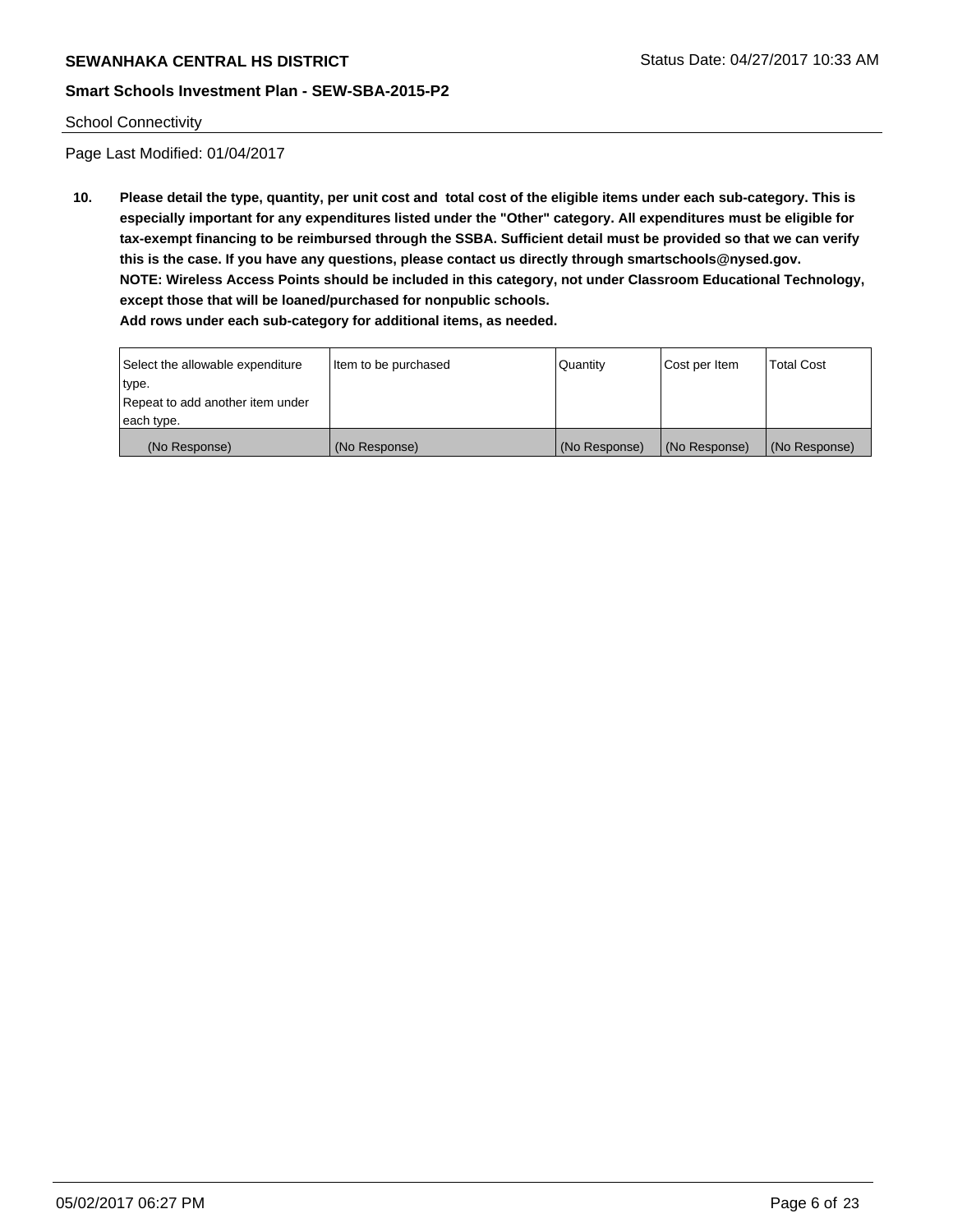School Connectivity

Page Last Modified: 01/04/2017

**10. Please detail the type, quantity, per unit cost and total cost of the eligible items under each sub-category. This is especially important for any expenditures listed under the "Other" category. All expenditures must be eligible for tax-exempt financing to be reimbursed through the SSBA. Sufficient detail must be provided so that we can verify this is the case. If you have any questions, please contact us directly through smartschools@nysed.gov.**
**NOTE: Wireless Access Points should be included in this category, not under Classroom Educational Technology, except those that will be loaned/purchased for nonpublic schools.**
**Add rows under each sub-category for additional items, as needed.**

| Select the allowable expenditure type. Repeat to add another item under each type. | Item to be purchased | Quantity | Cost per Item | Total Cost |
|---|---|---|---|---|
| (No Response) | (No Response) | (No Response) | (No Response) | (No Response) |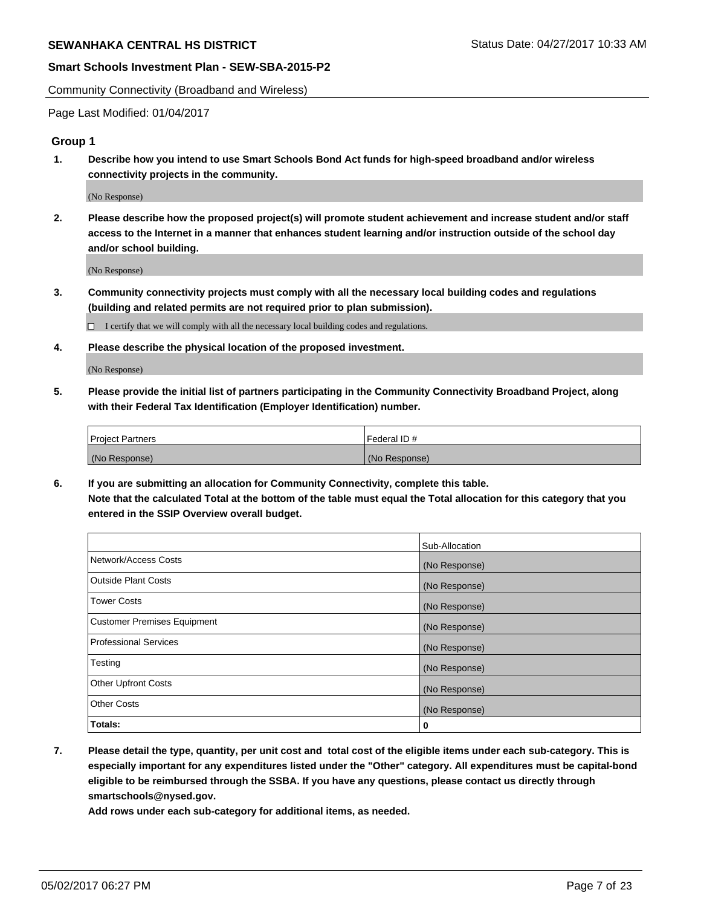Community Connectivity (Broadband and Wireless)

Page Last Modified: 01/04/2017

## Group 1

**1. Describe how you intend to use Smart Schools Bond Act funds for high-speed broadband and/or wireless connectivity projects in the community.**

(No Response)

**2. Please describe how the proposed project(s) will promote student achievement and increase student and/or staff access to the Internet in a manner that enhances student learning and/or instruction outside of the school day and/or school building.**

(No Response)

**3. Community connectivity projects must comply with all the necessary local building codes and regulations (building and related permits are not required prior to plan submission).**

☐ I certify that we will comply with all the necessary local building codes and regulations.

**4. Please describe the physical location of the proposed investment.**

(No Response)

**5. Please provide the initial list of partners participating in the Community Connectivity Broadband Project, along with their Federal Tax Identification (Employer Identification) number.**

| Project Partners | Federal ID # |
|---|---|
| (No Response) | (No Response) |

**6. If you are submitting an allocation for Community Connectivity, complete this table. Note that the calculated Total at the bottom of the table must equal the Total allocation for this category that you entered in the SSIP Overview overall budget.**

| | Sub-Allocation |
|---|---|
| Network/Access Costs | (No Response) |
| Outside Plant Costs | (No Response) |
| Tower Costs | (No Response) |
| Customer Premises Equipment | (No Response) |
| Professional Services | (No Response) |
| Testing | (No Response) |
| Other Upfront Costs | (No Response) |
| Other Costs | (No Response) |
| **Totals:** | **0** |

**7. Please detail the type, quantity, per unit cost and total cost of the eligible items under each sub-category. This is especially important for any expenditures listed under the "Other" category. All expenditures must be capital-bond eligible to be reimbursed through the SSBA. If you have any questions, please contact us directly through smartschools@nysed.gov.**
**Add rows under each sub-category for additional items, as needed.**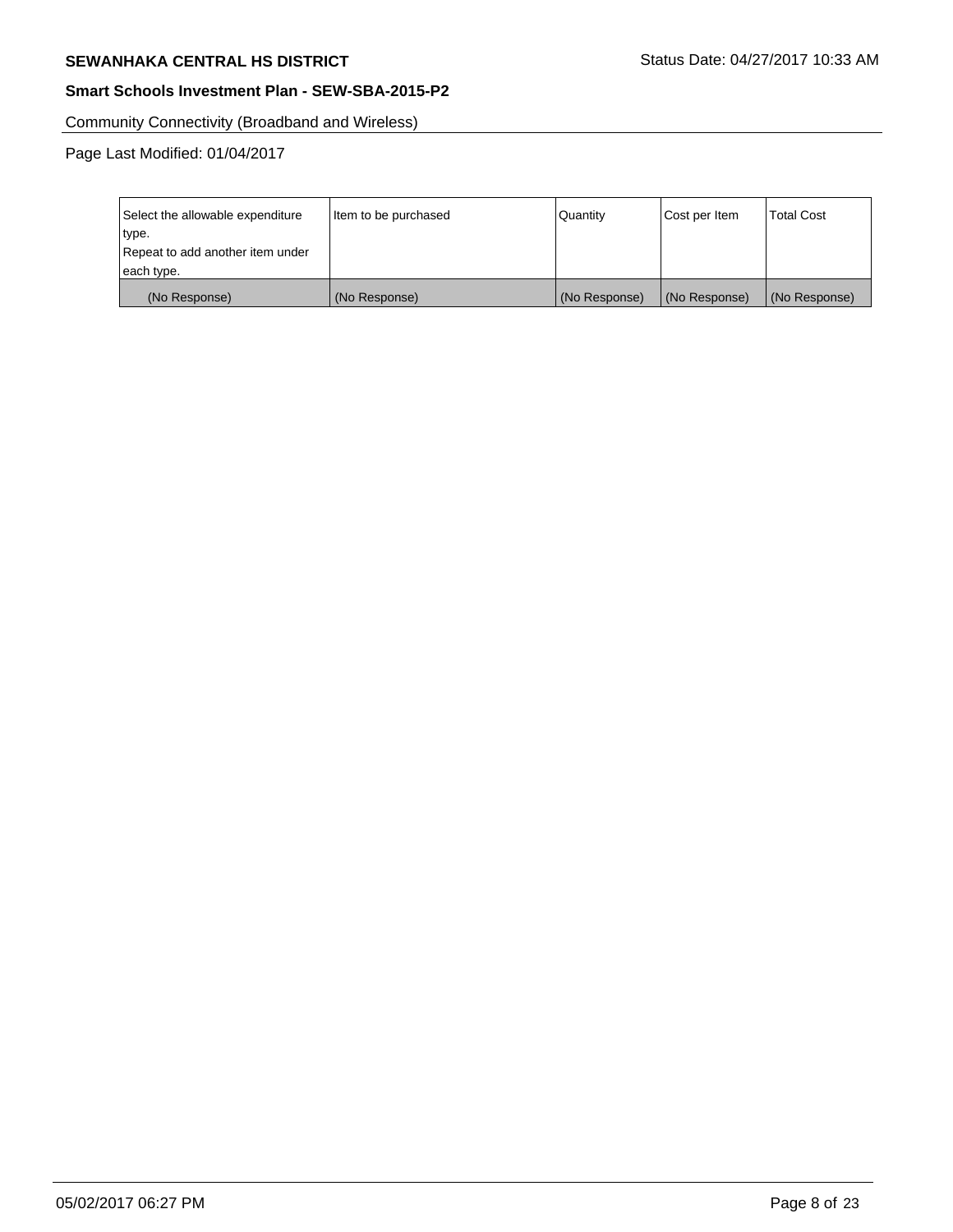Community Connectivity (Broadband and Wireless)

Page Last Modified: 01/04/2017

| Select the allowable expenditure type. Repeat to add another item under each type. | Item to be purchased | Quantity | Cost per Item | Total Cost |
|---|---|---|---|---|
| (No Response) | (No Response) | (No Response) | (No Response) | (No Response) |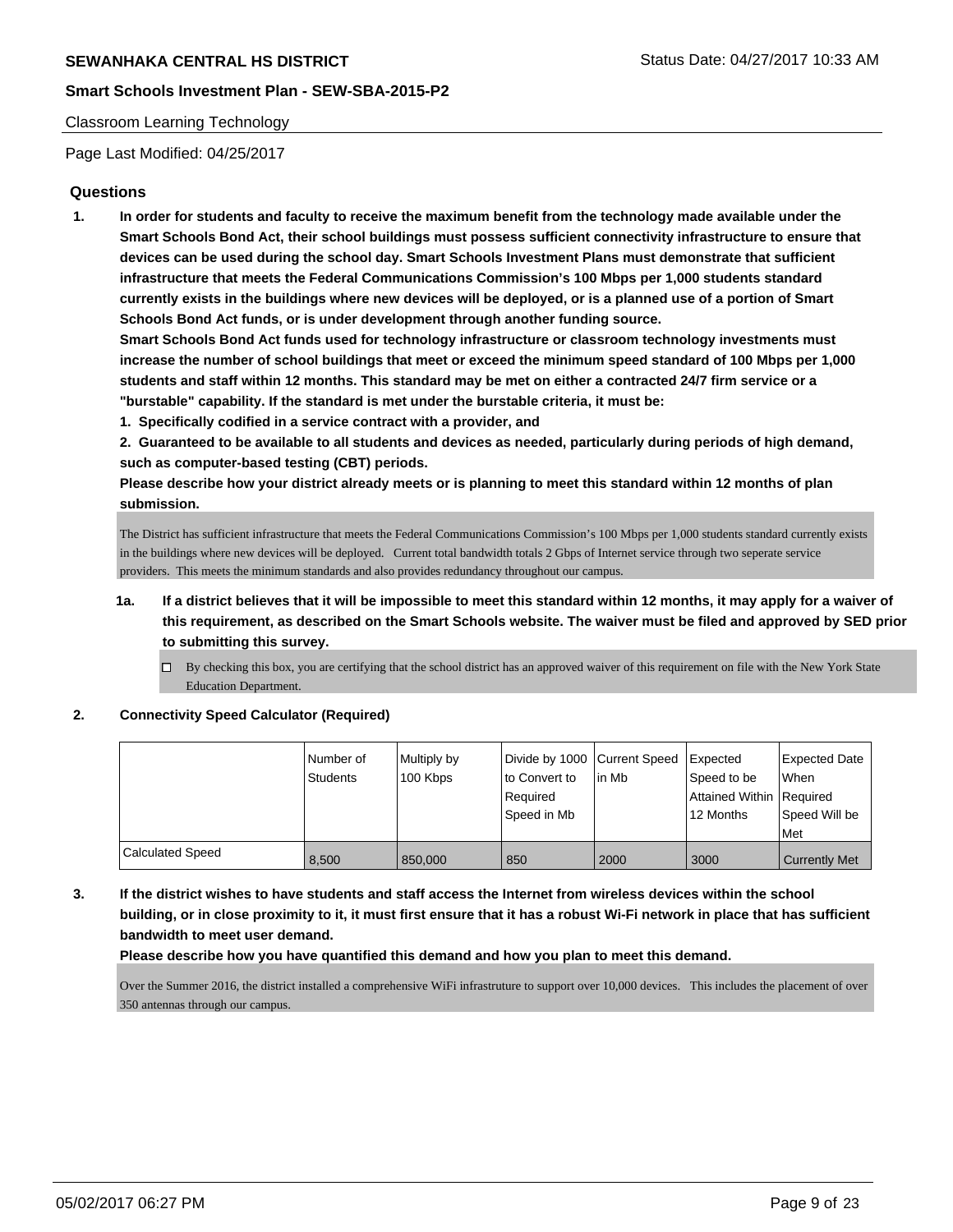Classroom Learning Technology

Page Last Modified: 04/25/2017

## Questions

1. **In order for students and faculty to receive the maximum benefit from the technology made available under the Smart Schools Bond Act, their school buildings must possess sufficient connectivity infrastructure to ensure that devices can be used during the school day. Smart Schools Investment Plans must demonstrate that sufficient infrastructure that meets the Federal Communications Commission's 100 Mbps per 1,000 students standard currently exists in the buildings where new devices will be deployed, or is a planned use of a portion of Smart Schools Bond Act funds, or is under development through another funding source.**

   **Smart Schools Bond Act funds used for technology infrastructure or classroom technology investments must increase the number of school buildings that meet or exceed the minimum speed standard of 100 Mbps per 1,000 students and staff within 12 months. This standard may be met on either a contracted 24/7 firm service or a "burstable" capability. If the standard is met under the burstable criteria, it must be:**

   **1. Specifically codified in a service contract with a provider, and**

   **2. Guaranteed to be available to all students and devices as needed, particularly during periods of high demand, such as computer-based testing (CBT) periods.**

   **Please describe how your district already meets or is planning to meet this standard within 12 months of plan submission.**

   The District has sufficient infrastructure that meets the Federal Communications Commission's 100 Mbps per 1,000 students standard currently exists in the buildings where new devices will be deployed. Current total bandwidth totals 2 Gbps of Internet service through two seperate service providers. This meets the minimum standards and also provides redundancy throughout our campus.

   1a. **If a district believes that it will be impossible to meet this standard within 12 months, it may apply for a waiver of this requirement, as described on the Smart Schools website. The waiver must be filed and approved by SED prior to submitting this survey.**

   ☐ By checking this box, you are certifying that the school district has an approved waiver of this requirement on file with the New York State Education Department.

2. **Connectivity Speed Calculator (Required)**

| | Number of Students | Multiply by 100 Kbps | Divide by 1000 to Convert to Required Speed in Mb | Current Speed in Mb | Expected Speed to be Attained Within 12 Months | Expected Date When Required Speed Will be Met |
|---|---|---|---|---|---|---|
| Calculated Speed | 8,500 | 850,000 | 850 | 2000 | 3000 | Currently Met |

3. **If the district wishes to have students and staff access the Internet from wireless devices within the school building, or in close proximity to it, it must first ensure that it has a robust Wi-Fi network in place that has sufficient bandwidth to meet user demand.**

   **Please describe how you have quantified this demand and how you plan to meet this demand.**

   Over the Summer 2016, the district installed a comprehensive WiFi infrastruture to support over 10,000 devices. This includes the placement of over 350 antennas through our campus.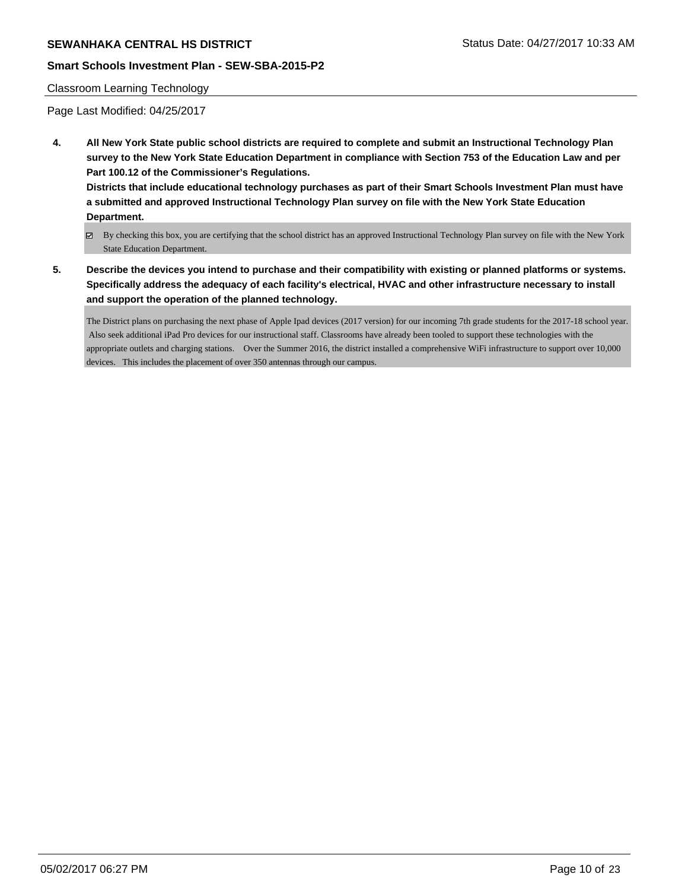Classroom Learning Technology

Page Last Modified: 04/25/2017

**4. All New York State public school districts are required to complete and submit an Instructional Technology Plan survey to the New York State Education Department in compliance with Section 753 of the Education Law and per Part 100.12 of the Commissioner's Regulations.**

**Districts that include educational technology purchases as part of their Smart Schools Investment Plan must have a submitted and approved Instructional Technology Plan survey on file with the New York State Education Department.**

☑ By checking this box, you are certifying that the school district has an approved Instructional Technology Plan survey on file with the New York State Education Department.

**5. Describe the devices you intend to purchase and their compatibility with existing or planned platforms or systems. Specifically address the adequacy of each facility's electrical, HVAC and other infrastructure necessary to install and support the operation of the planned technology.**

The District plans on purchasing the next phase of Apple Ipad devices (2017 version) for our incoming 7th grade students for the 2017-18 school year. Also seek additional iPad Pro devices for our instructional staff. Classrooms have already been tooled to support these technologies with the appropriate outlets and charging stations. Over the Summer 2016, the district installed a comprehensive WiFi infrastructure to support over 10,000 devices. This includes the placement of over 350 antennas through our campus.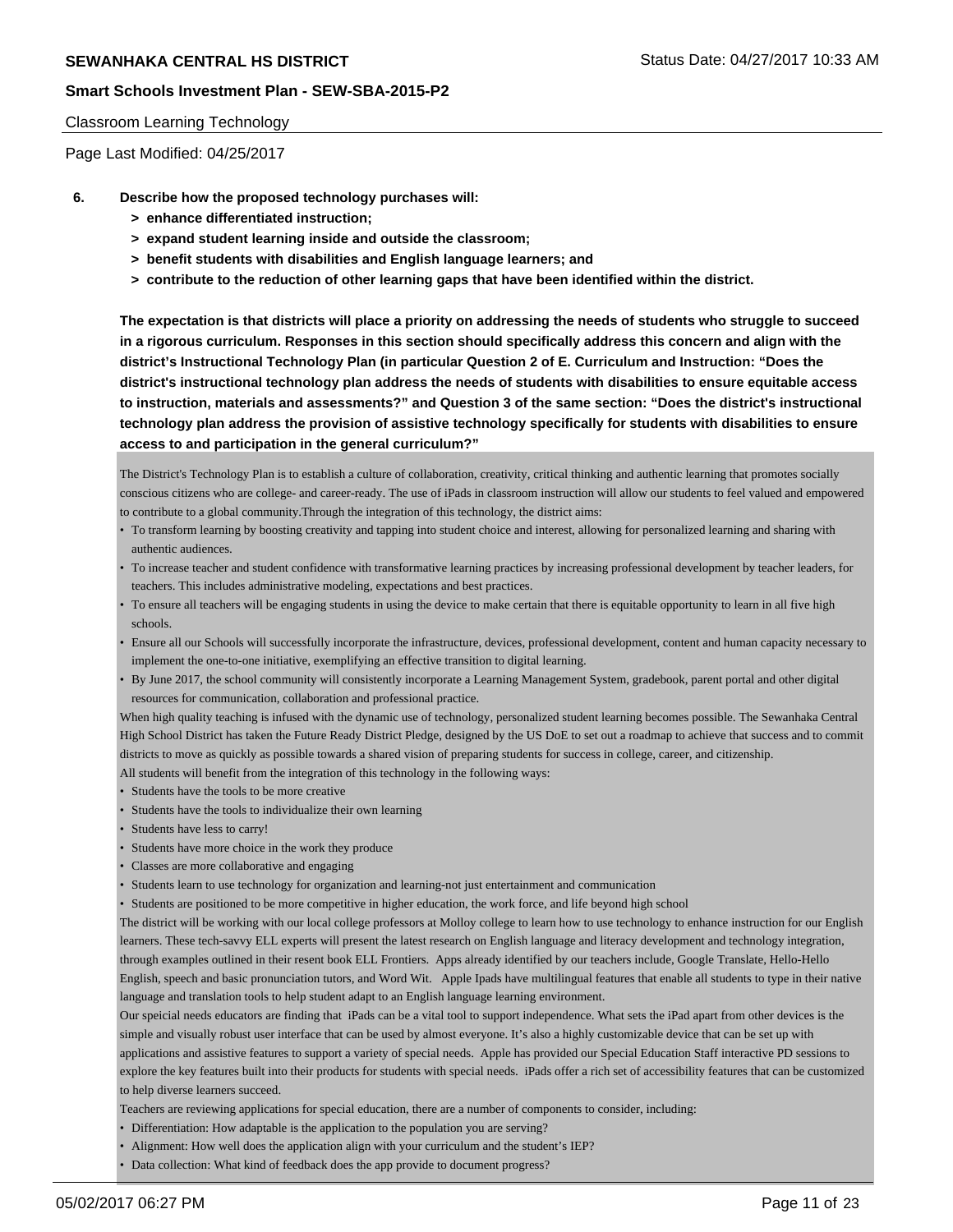Classroom Learning Technology

Page Last Modified: 04/25/2017

**6. Describe how the proposed technology purchases will:**

**> enhance differentiated instruction;**
**> expand student learning inside and outside the classroom;**
**> benefit students with disabilities and English language learners; and**
**> contribute to the reduction of other learning gaps that have been identified within the district.**

**The expectation is that districts will place a priority on addressing the needs of students who struggle to succeed in a rigorous curriculum. Responses in this section should specifically address this concern and align with the district's Instructional Technology Plan (in particular Question 2 of E. Curriculum and Instruction: "Does the district's instructional technology plan address the needs of students with disabilities to ensure equitable access to instruction, materials and assessments?" and Question 3 of the same section: "Does the district's instructional technology plan address the provision of assistive technology specifically for students with disabilities to ensure access to and participation in the general curriculum?"**

The District's Technology Plan is to establish a culture of collaboration, creativity, critical thinking and authentic learning that promotes socially conscious citizens who are college- and career-ready. The use of iPads in classroom instruction will allow our students to feel valued and empowered to contribute to a global community.Through the integration of this technology, the district aims:

- To transform learning by boosting creativity and tapping into student choice and interest, allowing for personalized learning and sharing with authentic audiences.
- To increase teacher and student confidence with transformative learning practices by increasing professional development by teacher leaders, for teachers. This includes administrative modeling, expectations and best practices.
- To ensure all teachers will be engaging students in using the device to make certain that there is equitable opportunity to learn in all five high schools.
- Ensure all our Schools will successfully incorporate the infrastructure, devices, professional development, content and human capacity necessary to implement the one-to-one initiative, exemplifying an effective transition to digital learning.
- By June 2017, the school community will consistently incorporate a Learning Management System, gradebook, parent portal and other digital resources for communication, collaboration and professional practice.

When high quality teaching is infused with the dynamic use of technology, personalized student learning becomes possible. The Sewanhaka Central High School District has taken the Future Ready District Pledge, designed by the US DoE to set out a roadmap to achieve that success and to commit districts to move as quickly as possible towards a shared vision of preparing students for success in college, career, and citizenship.

All students will benefit from the integration of this technology in the following ways:

- Students have the tools to be more creative
- Students have the tools to individualize their own learning
- Students have less to carry!
- Students have more choice in the work they produce
- Classes are more collaborative and engaging
- Students learn to use technology for organization and learning-not just entertainment and communication
- Students are positioned to be more competitive in higher education, the work force, and life beyond high school

The district will be working with our local college professors at Molloy college to learn how to use technology to enhance instruction for our English learners. These tech-savvy ELL experts will present the latest research on English language and literacy development and technology integration, through examples outlined in their resent book ELL Frontiers. Apps already identified by our teachers include, Google Translate, Hello-Hello English, speech and basic pronunciation tutors, and Word Wit. Apple Ipads have multilingual features that enable all students to type in their native language and translation tools to help student adapt to an English language learning environment.

Our speicial needs educators are finding that iPads can be a vital tool to support independence. What sets the iPad apart from other devices is the simple and visually robust user interface that can be used by almost everyone. It's also a highly customizable device that can be set up with applications and assistive features to support a variety of special needs. Apple has provided our Special Education Staff interactive PD sessions to explore the key features built into their products for students with special needs. iPads offer a rich set of accessibility features that can be customized to help diverse learners succeed.

Teachers are reviewing applications for special education, there are a number of components to consider, including:

- Differentiation: How adaptable is the application to the population you are serving?
- Alignment: How well does the application align with your curriculum and the student's IEP?
- Data collection: What kind of feedback does the app provide to document progress?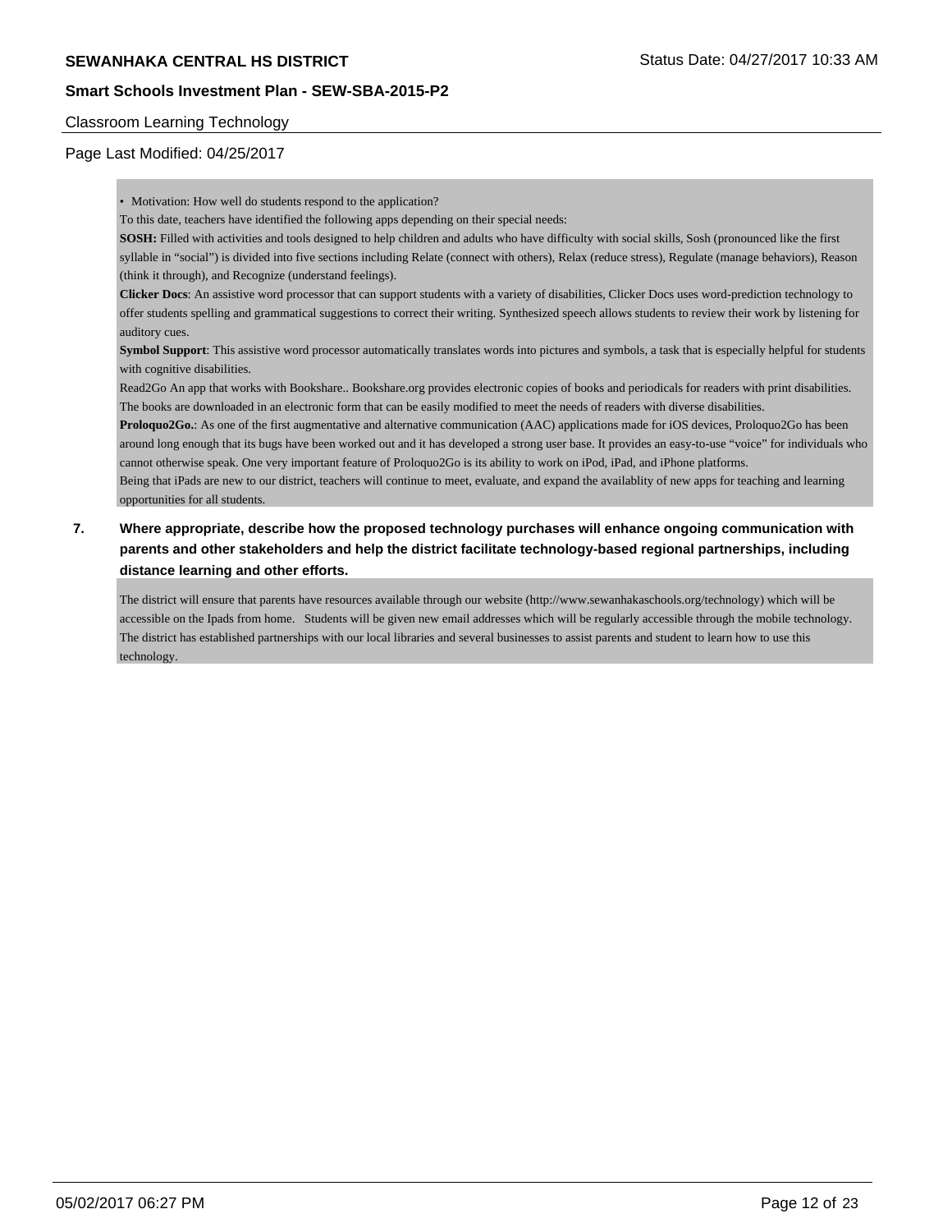**SEWANHAKA CENTRAL HS DISTRICT**

**Smart Schools Investment Plan - SEW-SBA-2015-P2**

Classroom Learning Technology

Page Last Modified: 04/25/2017

• Motivation: How well do students respond to the application?

To this date, teachers have identified the following apps depending on their special needs:

**SOSH:** Filled with activities and tools designed to help children and adults who have difficulty with social skills, Sosh (pronounced like the first syllable in “social”) is divided into five sections including Relate (connect with others), Relax (reduce stress), Regulate (manage behaviors), Reason (think it through), and Recognize (understand feelings).

**Clicker Docs**: An assistive word processor that can support students with a variety of disabilities, Clicker Docs uses word-prediction technology to offer students spelling and grammatical suggestions to correct their writing. Synthesized speech allows students to review their work by listening for auditory cues.

**Symbol Support**: This assistive word processor automatically translates words into pictures and symbols, a task that is especially helpful for students with cognitive disabilities.

Read2Go An app that works with Bookshare.. Bookshare.org provides electronic copies of books and periodicals for readers with print disabilities. The books are downloaded in an electronic form that can be easily modified to meet the needs of readers with diverse disabilities.

**Proloquo2Go.**: As one of the first augmentative and alternative communication (AAC) applications made for iOS devices, Proloquo2Go has been around long enough that its bugs have been worked out and it has developed a strong user base. It provides an easy-to-use “voice” for individuals who cannot otherwise speak. One very important feature of Proloquo2Go is its ability to work on iPod, iPad, and iPhone platforms.

Being that iPads are new to our district, teachers will continue to meet, evaluate, and expand the availablity of new apps for teaching and learning opportunities for all students.

**7. Where appropriate, describe how the proposed technology purchases will enhance ongoing communication with parents and other stakeholders and help the district facilitate technology-based regional partnerships, including distance learning and other efforts.**

The district will ensure that parents have resources available through our website (http://www.sewanhakaschools.org/technology) which will be accessible on the Ipads from home. Students will be given new email addresses which will be regularly accessible through the mobile technology. The district has established partnerships with our local libraries and several businesses to assist parents and student to learn how to use this technology.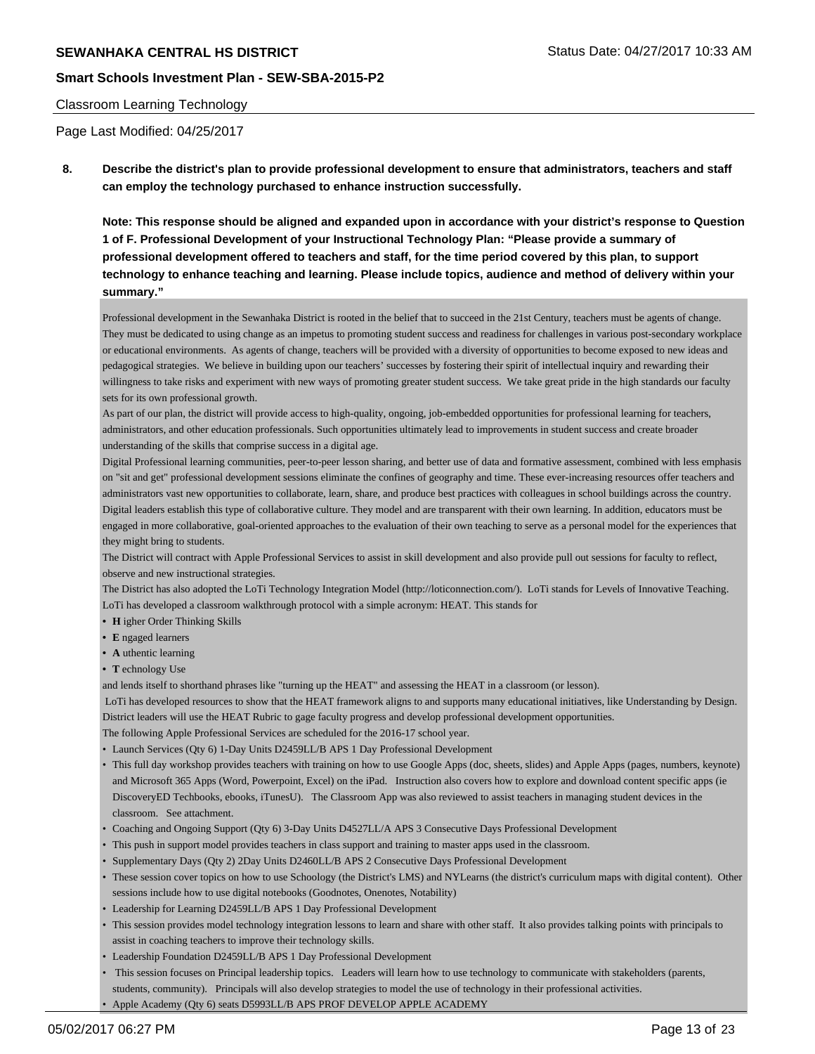Classroom Learning Technology

Page Last Modified: 04/25/2017

**8. Describe the district's plan to provide professional development to ensure that administrators, teachers and staff can employ the technology purchased to enhance instruction successfully.**

**Note: This response should be aligned and expanded upon in accordance with your district's response to Question 1 of F. Professional Development of your Instructional Technology Plan: "Please provide a summary of professional development offered to teachers and staff, for the time period covered by this plan, to support technology to enhance teaching and learning. Please include topics, audience and method of delivery within your summary."**

Professional development in the Sewanhaka District is rooted in the belief that to succeed in the 21st Century, teachers must be agents of change. They must be dedicated to using change as an impetus to promoting student success and readiness for challenges in various post-secondary workplace or educational environments. As agents of change, teachers will be provided with a diversity of opportunities to become exposed to new ideas and pedagogical strategies. We believe in building upon our teachers' successes by fostering their spirit of intellectual inquiry and rewarding their willingness to take risks and experiment with new ways of promoting greater student success. We take great pride in the high standards our faculty sets for its own professional growth.

As part of our plan, the district will provide access to high-quality, ongoing, job-embedded opportunities for professional learning for teachers, administrators, and other education professionals. Such opportunities ultimately lead to improvements in student success and create broader understanding of the skills that comprise success in a digital age.

Digital Professional learning communities, peer-to-peer lesson sharing, and better use of data and formative assessment, combined with less emphasis on "sit and get" professional development sessions eliminate the confines of geography and time. These ever-increasing resources offer teachers and administrators vast new opportunities to collaborate, learn, share, and produce best practices with colleagues in school buildings across the country. Digital leaders establish this type of collaborative culture. They model and are transparent with their own learning. In addition, educators must be engaged in more collaborative, goal-oriented approaches to the evaluation of their own teaching to serve as a personal model for the experiences that they might bring to students.

The District will contract with Apple Professional Services to assist in skill development and also provide pull out sessions for faculty to reflect, observe and new instructional strategies.

The District has also adopted the LoTi Technology Integration Model (http://loticonnection.com/). LoTi stands for Levels of Innovative Teaching. LoTi has developed a classroom walkthrough protocol with a simple acronym: HEAT. This stands for

- **H** igher Order Thinking Skills
- **E** ngaged learners
- **A** uthentic learning
- **T** echnology Use

and lends itself to shorthand phrases like "turning up the HEAT" and assessing the HEAT in a classroom (or lesson).

LoTi has developed resources to show that the HEAT framework aligns to and supports many educational initiatives, like Understanding by Design. District leaders will use the HEAT Rubric to gage faculty progress and develop professional development opportunities.

The following Apple Professional Services are scheduled for the 2016-17 school year.

- Launch Services (Qty 6) 1-Day Units D2459LL/B APS 1 Day Professional Development
- This full day workshop provides teachers with training on how to use Google Apps (doc, sheets, slides) and Apple Apps (pages, numbers, keynote) and Microsoft 365 Apps (Word, Powerpoint, Excel) on the iPad. Instruction also covers how to explore and download content specific apps (ie DiscoveryED Techbooks, ebooks, iTunesU). The Classroom App was also reviewed to assist teachers in managing student devices in the classroom. See attachment.
- Coaching and Ongoing Support (Qty 6) 3-Day Units D4527LL/A APS 3 Consecutive Days Professional Development
- This push in support model provides teachers in class support and training to master apps used in the classroom.
- Supplementary Days (Qty 2) 2Day Units D2460LL/B APS 2 Consecutive Days Professional Development
- These session cover topics on how to use Schoology (the District's LMS) and NYLearns (the district's curriculum maps with digital content). Other sessions include how to use digital notebooks (Goodnotes, Onenotes, Notability)
- Leadership for Learning D2459LL/B APS 1 Day Professional Development
- This session provides model technology integration lessons to learn and share with other staff. It also provides talking points with principals to assist in coaching teachers to improve their technology skills.
- Leadership Foundation D2459LL/B APS 1 Day Professional Development
- This session focuses on Principal leadership topics. Leaders will learn how to use technology to communicate with stakeholders (parents, students, community). Principals will also develop strategies to model the use of technology in their professional activities.
- Apple Academy (Qty 6) seats D5993LL/B APS PROF DEVELOP APPLE ACADEMY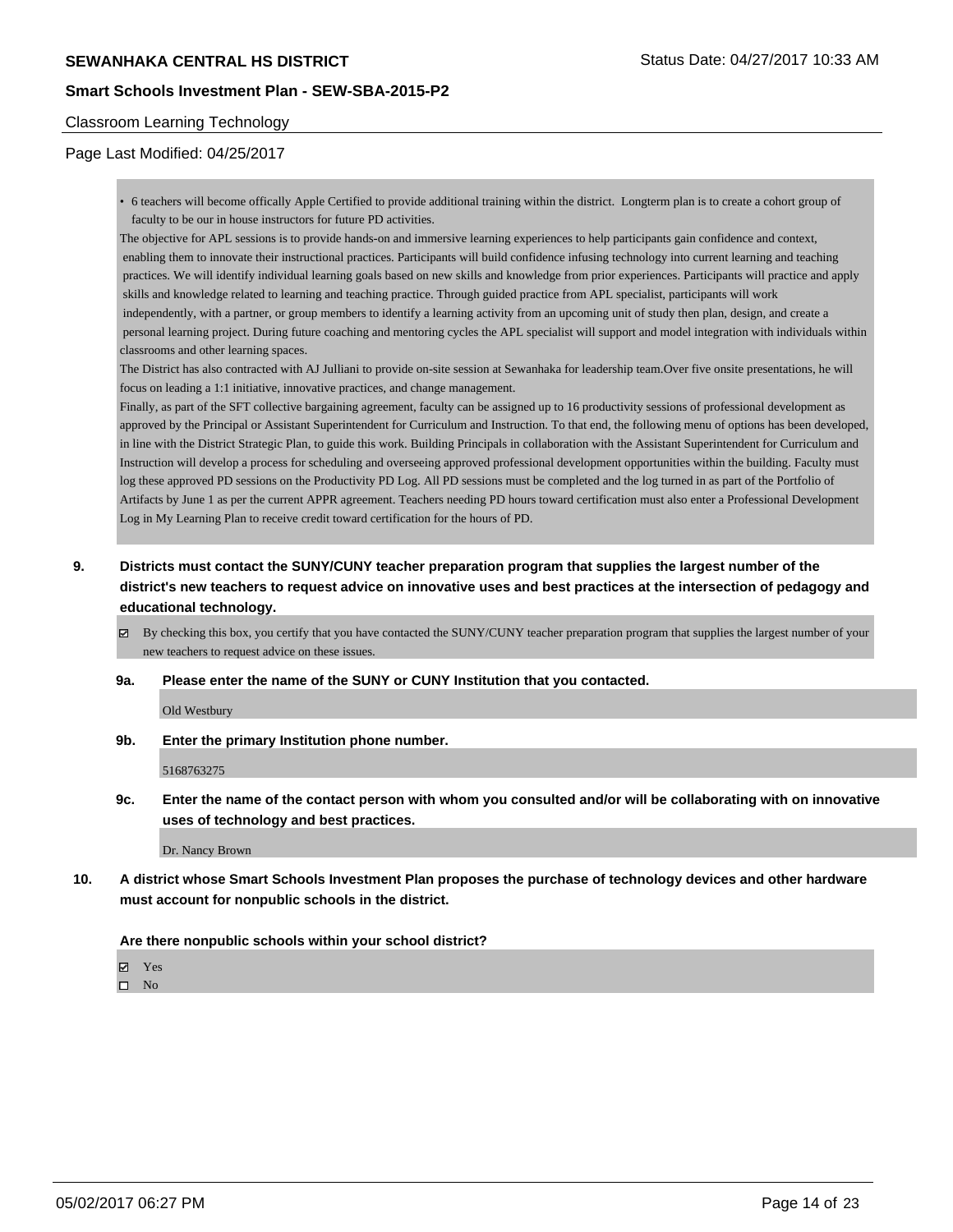Classroom Learning Technology

Page Last Modified: 04/25/2017

- 6 teachers will become offically Apple Certified to provide additional training within the district. Longterm plan is to create a cohort group of faculty to be our in house instructors for future PD activities.

The objective for APL sessions is to provide hands-on and immersive learning experiences to help participants gain confidence and context, enabling them to innovate their instructional practices. Participants will build confidence infusing technology into current learning and teaching practices. We will identify individual learning goals based on new skills and knowledge from prior experiences. Participants will practice and apply skills and knowledge related to learning and teaching practice. Through guided practice from APL specialist, participants will work independently, with a partner, or group members to identify a learning activity from an upcoming unit of study then plan, design, and create a personal learning project. During future coaching and mentoring cycles the APL specialist will support and model integration with individuals within classrooms and other learning spaces.

The District has also contracted with AJ Julliani to provide on-site session at Sewanhaka for leadership team.Over five onsite presentations, he will focus on leading a 1:1 initiative, innovative practices, and change management.

Finally, as part of the SFT collective bargaining agreement, faculty can be assigned up to 16 productivity sessions of professional development as approved by the Principal or Assistant Superintendent for Curriculum and Instruction. To that end, the following menu of options has been developed, in line with the District Strategic Plan, to guide this work. Building Principals in collaboration with the Assistant Superintendent for Curriculum and Instruction will develop a process for scheduling and overseeing approved professional development opportunities within the building. Faculty must log these approved PD sessions on the Productivity PD Log. All PD sessions must be completed and the log turned in as part of the Portfolio of Artifacts by June 1 as per the current APPR agreement. Teachers needing PD hours toward certification must also enter a Professional Development Log in My Learning Plan to receive credit toward certification for the hours of PD.

**9. Districts must contact the SUNY/CUNY teacher preparation program that supplies the largest number of the district's new teachers to request advice on innovative uses and best practices at the intersection of pedagogy and educational technology.**

☑ By checking this box, you certify that you have contacted the SUNY/CUNY teacher preparation program that supplies the largest number of your new teachers to request advice on these issues.

**9a. Please enter the name of the SUNY or CUNY Institution that you contacted.**

Old Westbury

**9b. Enter the primary Institution phone number.**

5168763275

**9c. Enter the name of the contact person with whom you consulted and/or will be collaborating with on innovative uses of technology and best practices.**

Dr. Nancy Brown

**10. A district whose Smart Schools Investment Plan proposes the purchase of technology devices and other hardware must account for nonpublic schools in the district.**

**Are there nonpublic schools within your school district?**

☑ Yes

☐ No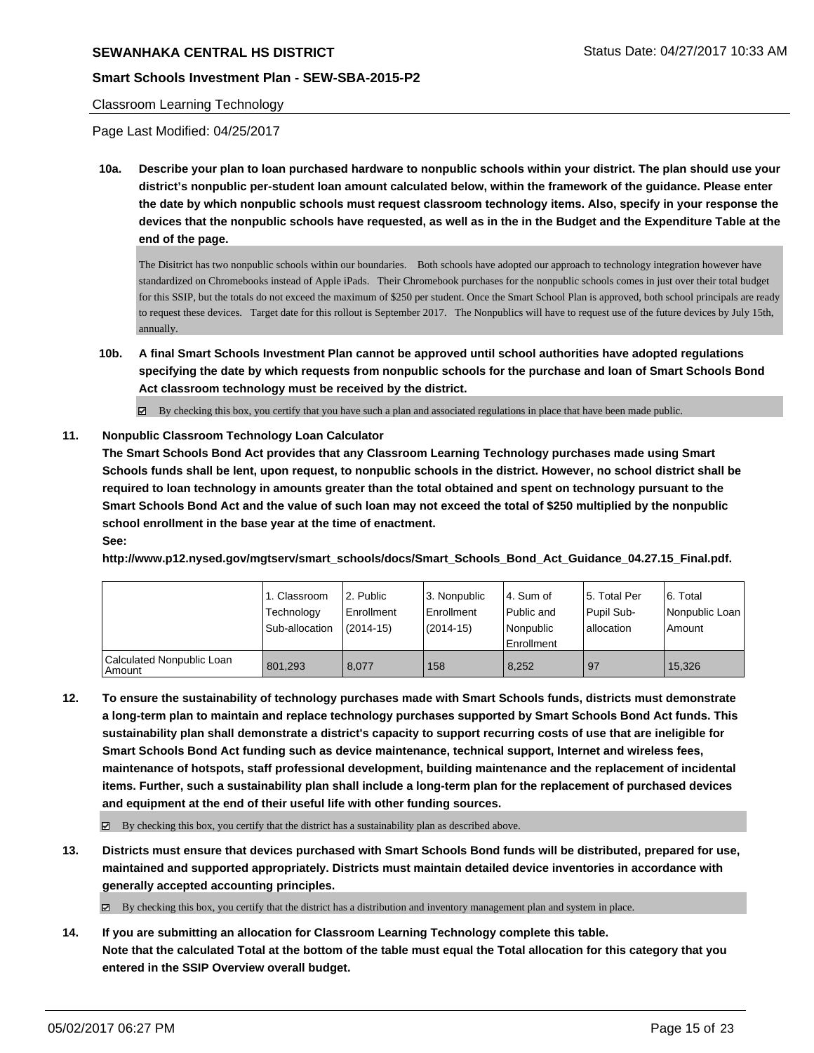Classroom Learning Technology

Page Last Modified: 04/25/2017

**10a. Describe your plan to loan purchased hardware to nonpublic schools within your district. The plan should use your district's nonpublic per-student loan amount calculated below, within the framework of the guidance. Please enter the date by which nonpublic schools must request classroom technology items. Also, specify in your response the devices that the nonpublic schools have requested, as well as in the in the Budget and the Expenditure Table at the end of the page.**

The Disitrict has two nonpublic schools within our boundaries. Both schools have adopted our approach to technology integration however have standardized on Chromebooks instead of Apple iPads. Their Chromebook purchases for the nonpublic schools comes in just over their total budget for this SSIP, but the totals do not exceed the maximum of $250 per student. Once the Smart School Plan is approved, both school principals are ready to request these devices. Target date for this rollout is September 2017. The Nonpublics will have to request use of the future devices by July 15th, annually.

**10b. A final Smart Schools Investment Plan cannot be approved until school authorities have adopted regulations specifying the date by which requests from nonpublic schools for the purchase and loan of Smart Schools Bond Act classroom technology must be received by the district.**

☑ By checking this box, you certify that you have such a plan and associated regulations in place that have been made public.

**11. Nonpublic Classroom Technology Loan Calculator**

**The Smart Schools Bond Act provides that any Classroom Learning Technology purchases made using Smart Schools funds shall be lent, upon request, to nonpublic schools in the district. However, no school district shall be required to loan technology in amounts greater than the total obtained and spent on technology pursuant to the Smart Schools Bond Act and the value of such loan may not exceed the total of $250 multiplied by the nonpublic school enrollment in the base year at the time of enactment.**

**See:**

**http://www.p12.nysed.gov/mgtserv/smart_schools/docs/Smart_Schools_Bond_Act_Guidance_04.27.15_Final.pdf.**

| | 1. Classroom Technology Sub-allocation | 2. Public Enrollment (2014-15) | 3. Nonpublic Enrollment (2014-15) | 4. Sum of Public and Nonpublic Enrollment | 5. Total Per Pupil Sub-allocation | 6. Total Nonpublic Loan Amount |
|---|---|---|---|---|---|---|
| Calculated Nonpublic Loan Amount | 801,293 | 8,077 | 158 | 8,252 | 97 | 15,326 |

**12. To ensure the sustainability of technology purchases made with Smart Schools funds, districts must demonstrate a long-term plan to maintain and replace technology purchases supported by Smart Schools Bond Act funds. This sustainability plan shall demonstrate a district's capacity to support recurring costs of use that are ineligible for Smart Schools Bond Act funding such as device maintenance, technical support, Internet and wireless fees, maintenance of hotspots, staff professional development, building maintenance and the replacement of incidental items. Further, such a sustainability plan shall include a long-term plan for the replacement of purchased devices and equipment at the end of their useful life with other funding sources.**

☑ By checking this box, you certify that the district has a sustainability plan as described above.

**13. Districts must ensure that devices purchased with Smart Schools Bond funds will be distributed, prepared for use, maintained and supported appropriately. Districts must maintain detailed device inventories in accordance with generally accepted accounting principles.**

☑ By checking this box, you certify that the district has a distribution and inventory management plan and system in place.

**14. If you are submitting an allocation for Classroom Learning Technology complete this table. Note that the calculated Total at the bottom of the table must equal the Total allocation for this category that you entered in the SSIP Overview overall budget.**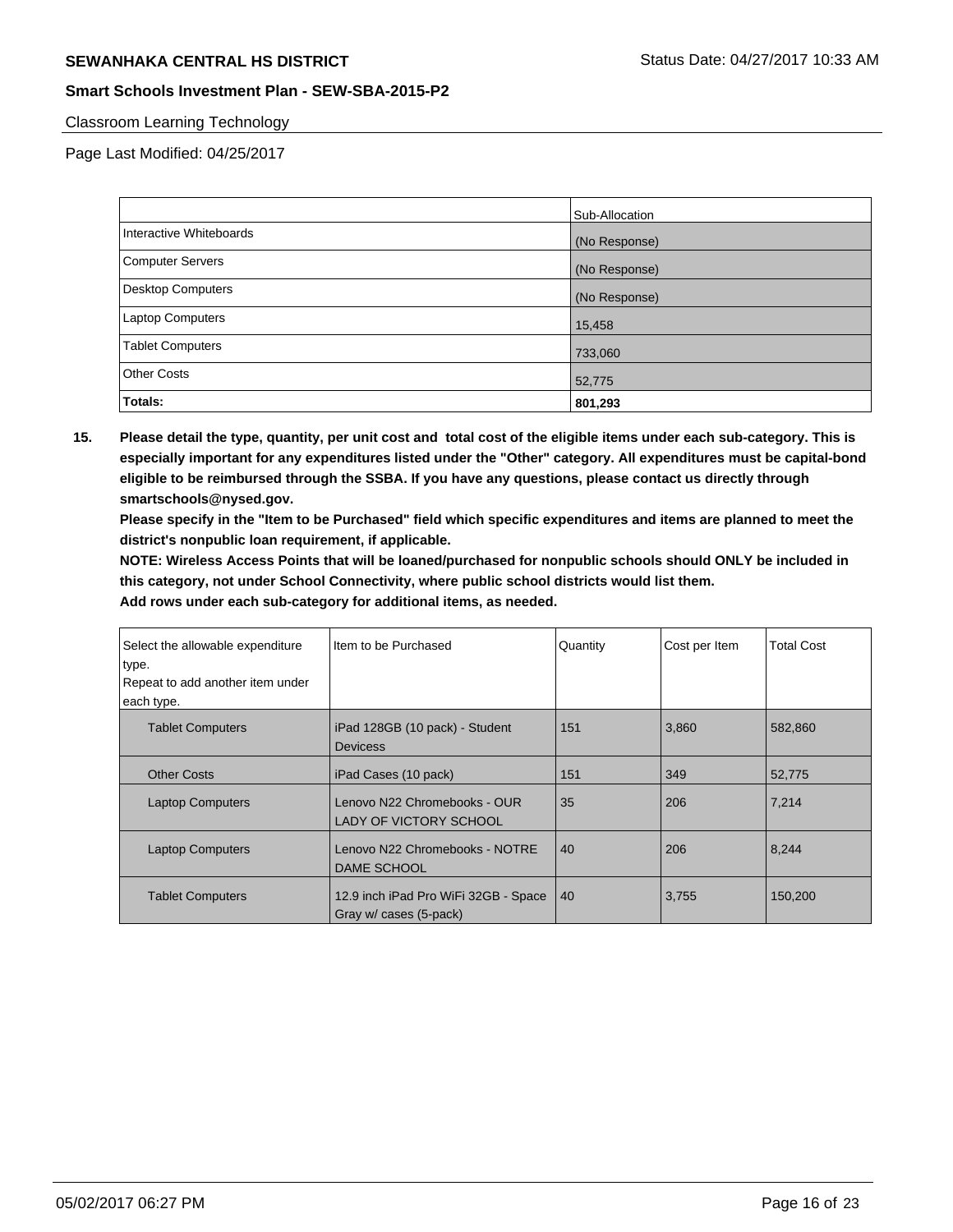Classroom Learning Technology

Page Last Modified: 04/25/2017

| | Sub-Allocation |
|---|---|
| Interactive Whiteboards | (No Response) |
| Computer Servers | (No Response) |
| Desktop Computers | (No Response) |
| Laptop Computers | 15,458 |
| Tablet Computers | 733,060 |
| Other Costs | 52,775 |
| **Totals:** | **801,293** |

**15. Please detail the type, quantity, per unit cost and total cost of the eligible items under each sub-category. This is especially important for any expenditures listed under the "Other" category. All expenditures must be capital-bond eligible to be reimbursed through the SSBA. If you have any questions, please contact us directly through smartschools@nysed.gov.**

**Please specify in the "Item to be Purchased" field which specific expenditures and items are planned to meet the district's nonpublic loan requirement, if applicable.**

**NOTE: Wireless Access Points that will be loaned/purchased for nonpublic schools should ONLY be included in this category, not under School Connectivity, where public school districts would list them.**

**Add rows under each sub-category for additional items, as needed.**

| Select the allowable expenditure type. Repeat to add another item under each type. | Item to be Purchased | Quantity | Cost per Item | Total Cost |
|---|---|---|---|---|
| Tablet Computers | iPad 128GB (10 pack) - Student Devicess | 151 | 3,860 | 582,860 |
| Other Costs | iPad Cases (10 pack) | 151 | 349 | 52,775 |
| Laptop Computers | Lenovo N22 Chromebooks - OUR LADY OF VICTORY SCHOOL | 35 | 206 | 7,214 |
| Laptop Computers | Lenovo N22 Chromebooks - NOTRE DAME SCHOOL | 40 | 206 | 8,244 |
| Tablet Computers | 12.9 inch iPad Pro WiFi 32GB - Space Gray w/ cases (5-pack) | 40 | 3,755 | 150,200 |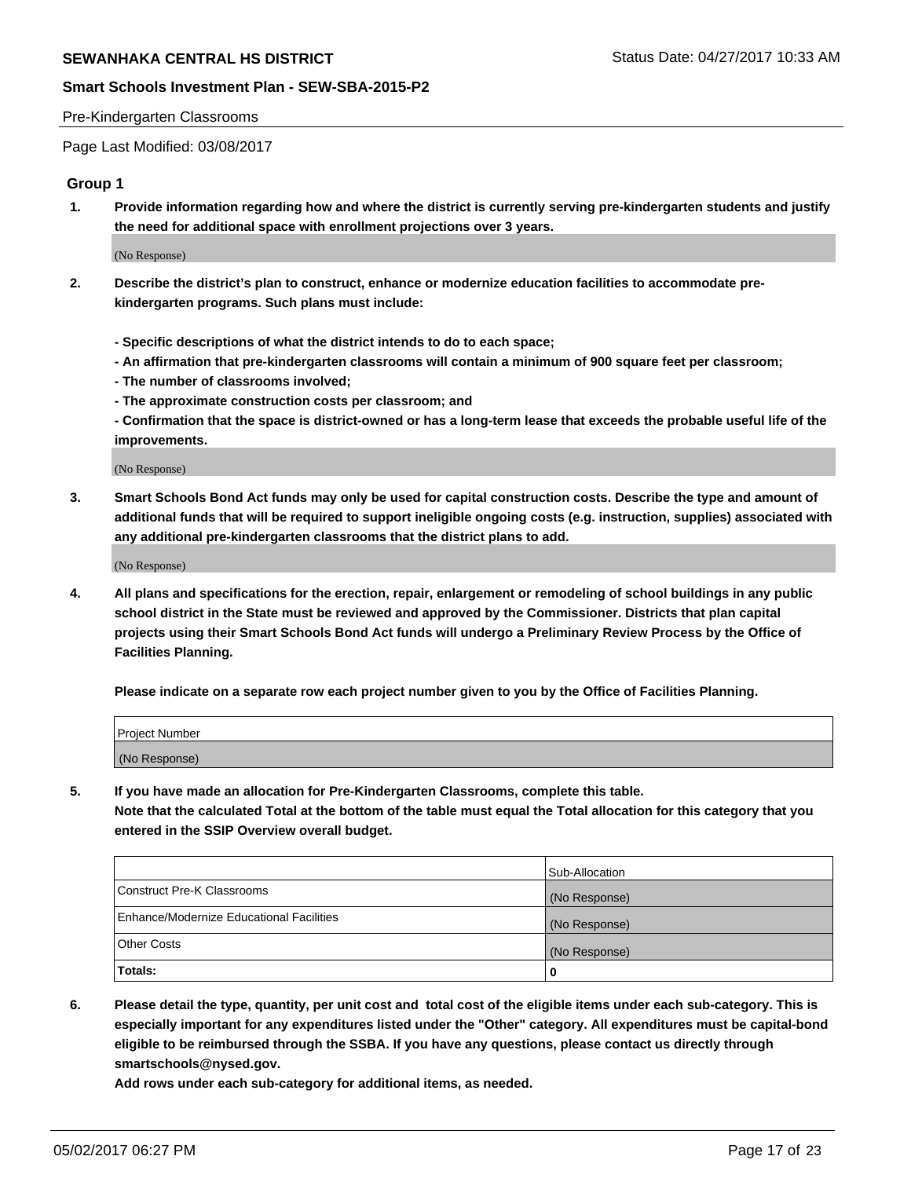Pre-Kindergarten Classrooms

Page Last Modified: 03/08/2017

## Group 1

**1. Provide information regarding how and where the district is currently serving pre-kindergarten students and justify the need for additional space with enrollment projections over 3 years.**

(No Response)

**2. Describe the district's plan to construct, enhance or modernize education facilities to accommodate pre-kindergarten programs. Such plans must include:**

**- Specific descriptions of what the district intends to do to each space;**
**- An affirmation that pre-kindergarten classrooms will contain a minimum of 900 square feet per classroom;**
**- The number of classrooms involved;**
**- The approximate construction costs per classroom; and**
**- Confirmation that the space is district-owned or has a long-term lease that exceeds the probable useful life of the improvements.**

(No Response)

**3. Smart Schools Bond Act funds may only be used for capital construction costs. Describe the type and amount of additional funds that will be required to support ineligible ongoing costs (e.g. instruction, supplies) associated with any additional pre-kindergarten classrooms that the district plans to add.**

(No Response)

**4. All plans and specifications for the erection, repair, enlargement or remodeling of school buildings in any public school district in the State must be reviewed and approved by the Commissioner. Districts that plan capital projects using their Smart Schools Bond Act funds will undergo a Preliminary Review Process by the Office of Facilities Planning.**

**Please indicate on a separate row each project number given to you by the Office of Facilities Planning.**

| Project Number |
|---|
| (No Response) |

**5. If you have made an allocation for Pre-Kindergarten Classrooms, complete this table.**
**Note that the calculated Total at the bottom of the table must equal the Total allocation for this category that you entered in the SSIP Overview overall budget.**

| | Sub-Allocation |
|---|---|
| Construct Pre-K Classrooms | (No Response) |
| Enhance/Modernize Educational Facilities | (No Response) |
| Other Costs | (No Response) |
| **Totals:** | **0** |

**6. Please detail the type, quantity, per unit cost and total cost of the eligible items under each sub-category. This is especially important for any expenditures listed under the "Other" category. All expenditures must be capital-bond eligible to be reimbursed through the SSBA. If you have any questions, please contact us directly through smartschools@nysed.gov.**
**Add rows under each sub-category for additional items, as needed.**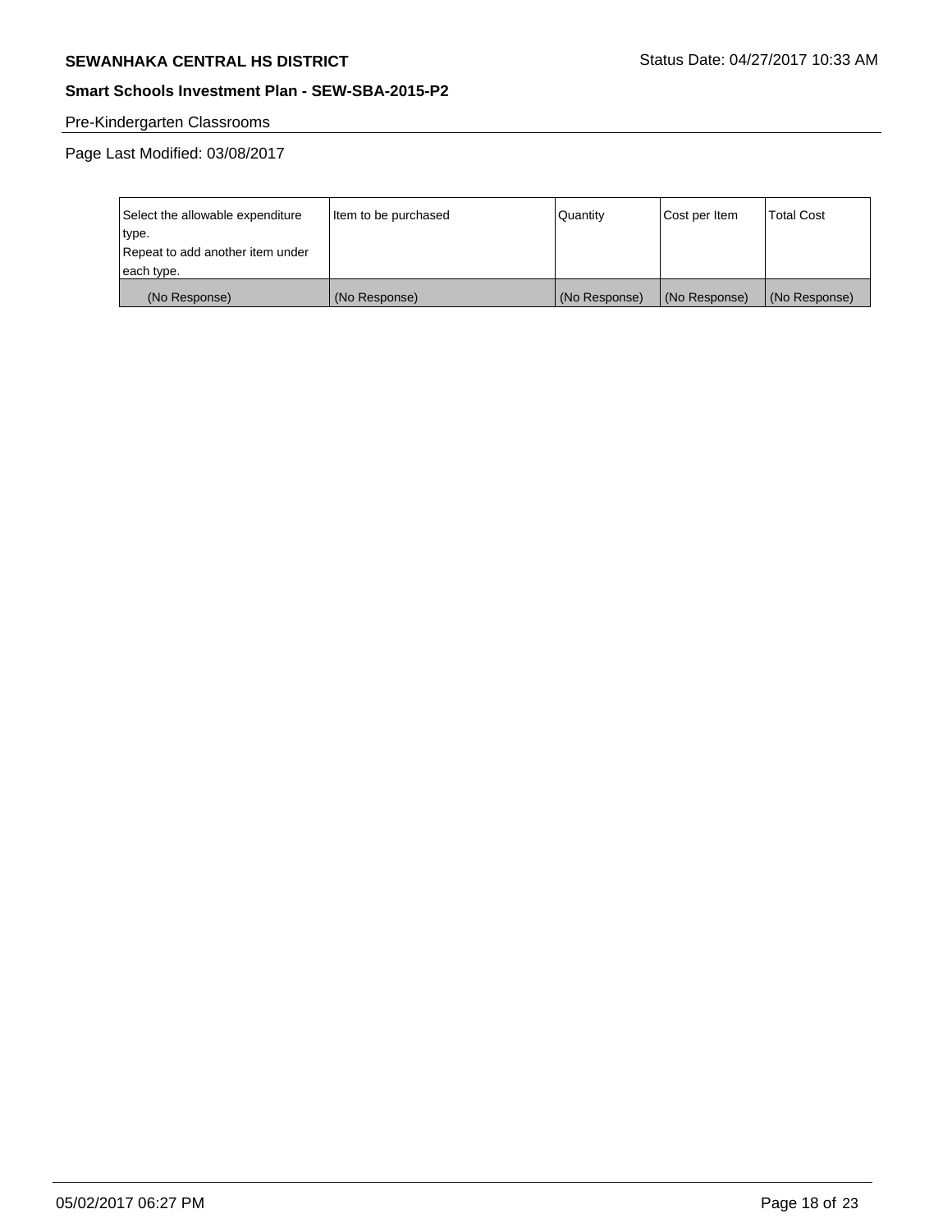Pre-Kindergarten Classrooms

Page Last Modified: 03/08/2017

| Select the allowable expenditure type. Repeat to add another item under each type. | Item to be purchased | Quantity | Cost per Item | Total Cost |
| --- | --- | --- | --- | --- |
| (No Response) | (No Response) | (No Response) | (No Response) | (No Response) |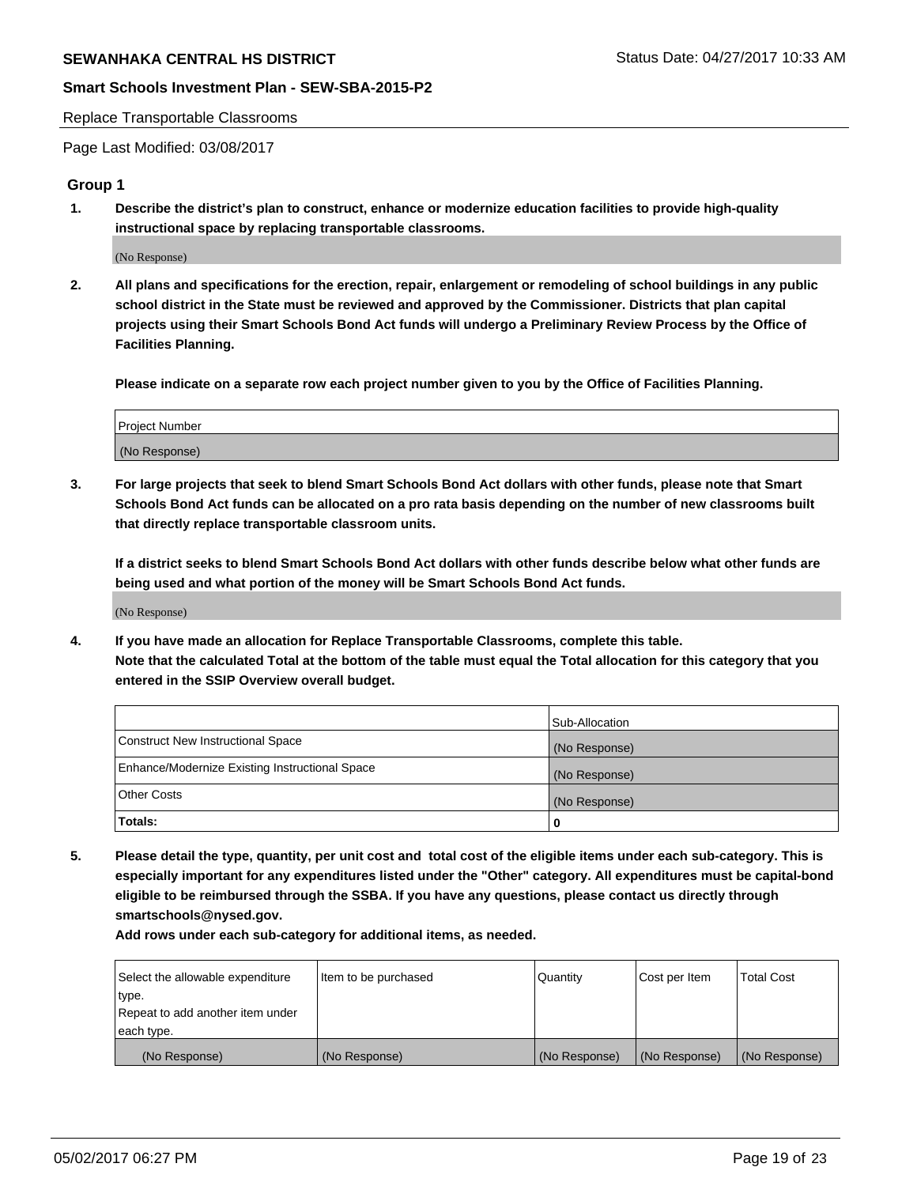Replace Transportable Classrooms

Page Last Modified: 03/08/2017

## Group 1

**1. Describe the district's plan to construct, enhance or modernize education facilities to provide high-quality instructional space by replacing transportable classrooms.**

(No Response)

**2. All plans and specifications for the erection, repair, enlargement or remodeling of school buildings in any public school district in the State must be reviewed and approved by the Commissioner. Districts that plan capital projects using their Smart Schools Bond Act funds will undergo a Preliminary Review Process by the Office of Facilities Planning.**

**Please indicate on a separate row each project number given to you by the Office of Facilities Planning.**

| Project Number |
|---|
| (No Response) |

**3. For large projects that seek to blend Smart Schools Bond Act dollars with other funds, please note that Smart Schools Bond Act funds can be allocated on a pro rata basis depending on the number of new classrooms built that directly replace transportable classroom units.**

**If a district seeks to blend Smart Schools Bond Act dollars with other funds describe below what other funds are being used and what portion of the money will be Smart Schools Bond Act funds.**

(No Response)

**4. If you have made an allocation for Replace Transportable Classrooms, complete this table. Note that the calculated Total at the bottom of the table must equal the Total allocation for this category that you entered in the SSIP Overview overall budget.**

| | Sub-Allocation |
|---|---|
| Construct New Instructional Space | (No Response) |
| Enhance/Modernize Existing Instructional Space | (No Response) |
| Other Costs | (No Response) |
| **Totals:** | **0** |

**5. Please detail the type, quantity, per unit cost and total cost of the eligible items under each sub-category. This is especially important for any expenditures listed under the "Other" category. All expenditures must be capital-bond eligible to be reimbursed through the SSBA. If you have any questions, please contact us directly through smartschools@nysed.gov.**

**Add rows under each sub-category for additional items, as needed.**

| Select the allowable expenditure type. Repeat to add another item under each type. | Item to be purchased | Quantity | Cost per Item | Total Cost |
|---|---|---|---|---|
| (No Response) | (No Response) | (No Response) | (No Response) | (No Response) |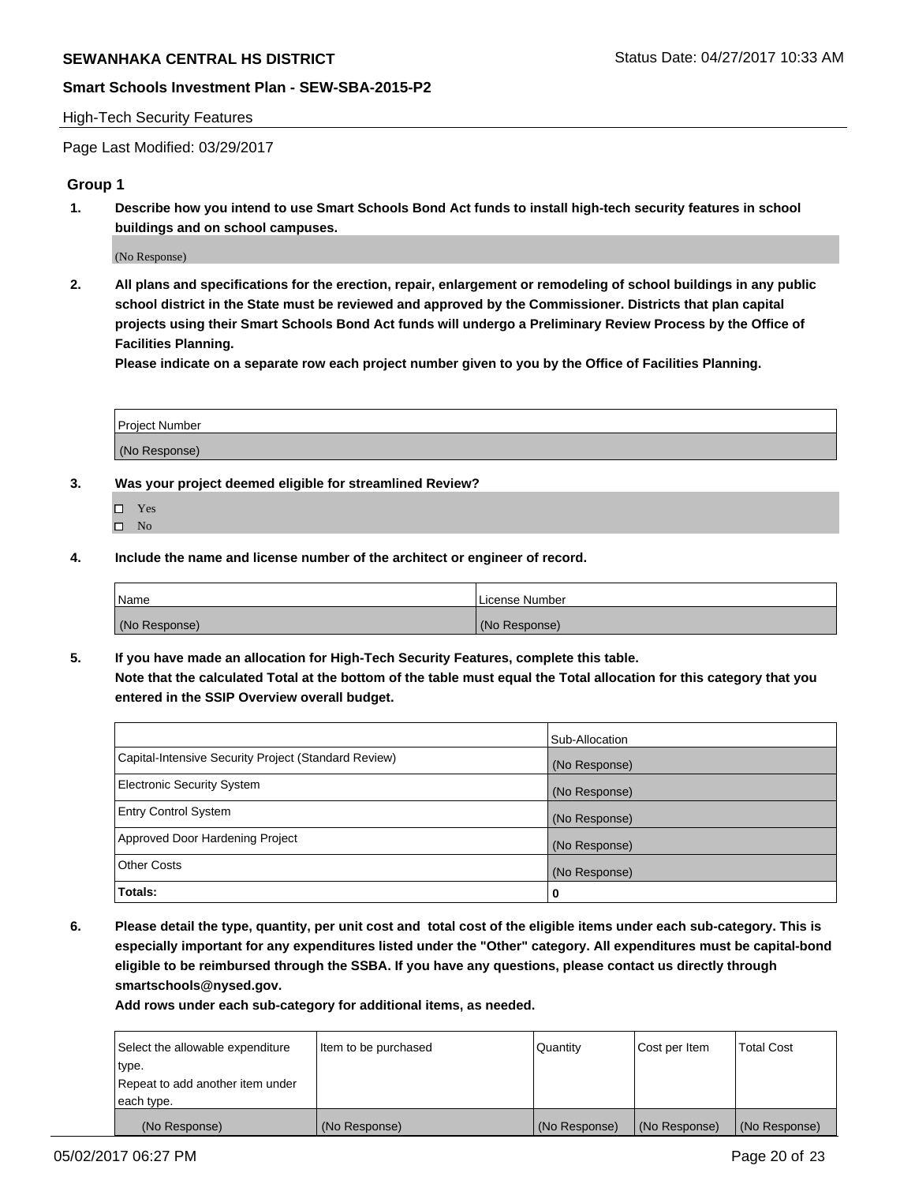## High-Tech Security Features

Page Last Modified: 03/29/2017

### Group 1

**1. Describe how you intend to use Smart Schools Bond Act funds to install high-tech security features in school buildings and on school campuses.**

(No Response)

**2. All plans and specifications for the erection, repair, enlargement or remodeling of school buildings in any public school district in the State must be reviewed and approved by the Commissioner. Districts that plan capital projects using their Smart Schools Bond Act funds will undergo a Preliminary Review Process by the Office of Facilities Planning.**

**Please indicate on a separate row each project number given to you by the Office of Facilities Planning.**

| Project Number |
|---|
| (No Response) |

**3. Was your project deemed eligible for streamlined Review?**

- ☐ Yes
- ☐ No

**4. Include the name and license number of the architect or engineer of record.**

| Name | License Number |
|---|---|
| (No Response) | (No Response) |

**5. If you have made an allocation for High-Tech Security Features, complete this table.**
**Note that the calculated Total at the bottom of the table must equal the Total allocation for this category that you entered in the SSIP Overview overall budget.**

| | Sub-Allocation |
|---|---|
| Capital-Intensive Security Project (Standard Review) | (No Response) |
| Electronic Security System | (No Response) |
| Entry Control System | (No Response) |
| Approved Door Hardening Project | (No Response) |
| Other Costs | (No Response) |
| **Totals:** | **0** |

**6. Please detail the type, quantity, per unit cost and total cost of the eligible items under each sub-category. This is especially important for any expenditures listed under the "Other" category. All expenditures must be capital-bond eligible to be reimbursed through the SSBA. If you have any questions, please contact us directly through smartschools@nysed.gov.**

**Add rows under each sub-category for additional items, as needed.**

| Select the allowable expenditure type. Repeat to add another item under each type. | Item to be purchased | Quantity | Cost per Item | Total Cost |
|---|---|---|---|---|
| (No Response) | (No Response) | (No Response) | (No Response) | (No Response) |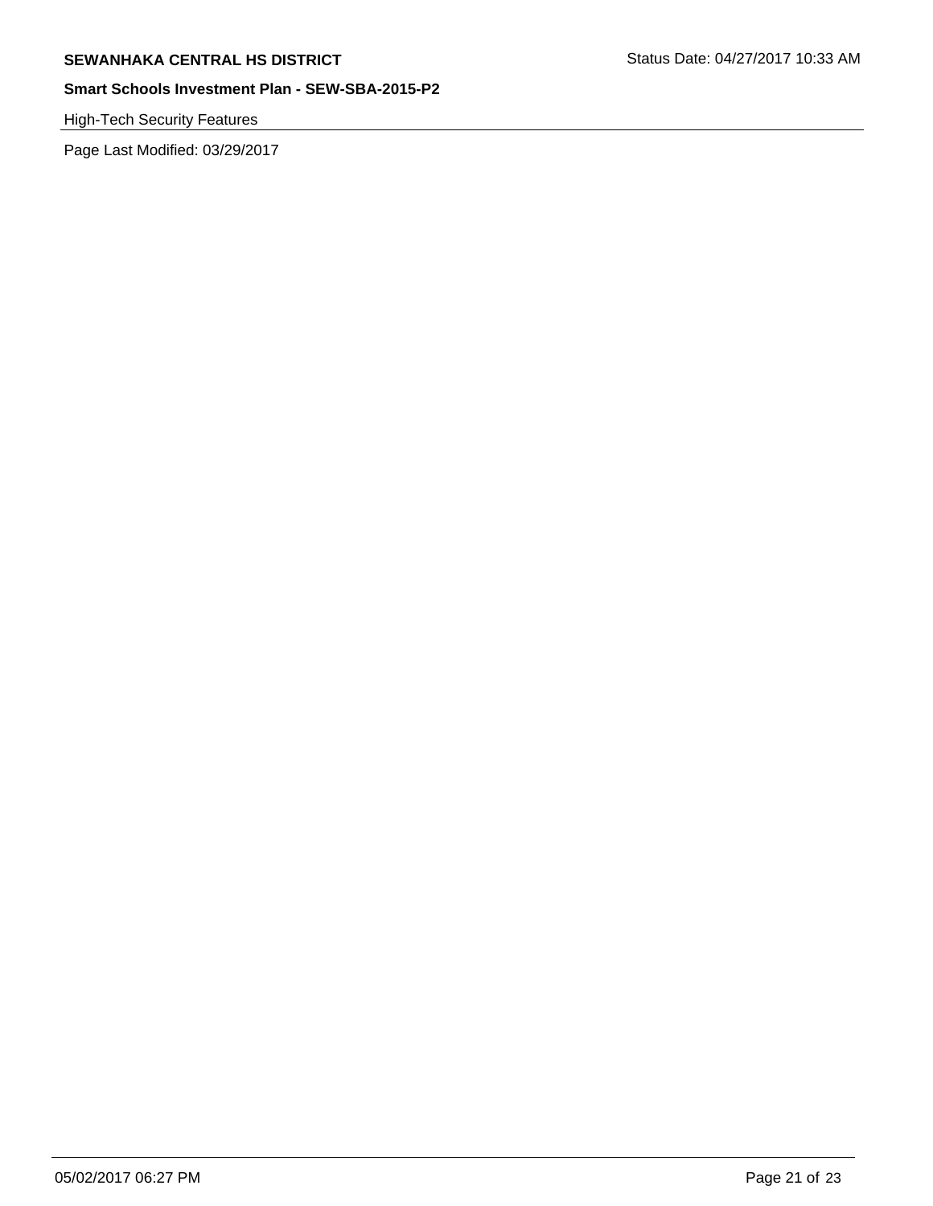High-Tech Security Features

Page Last Modified: 03/29/2017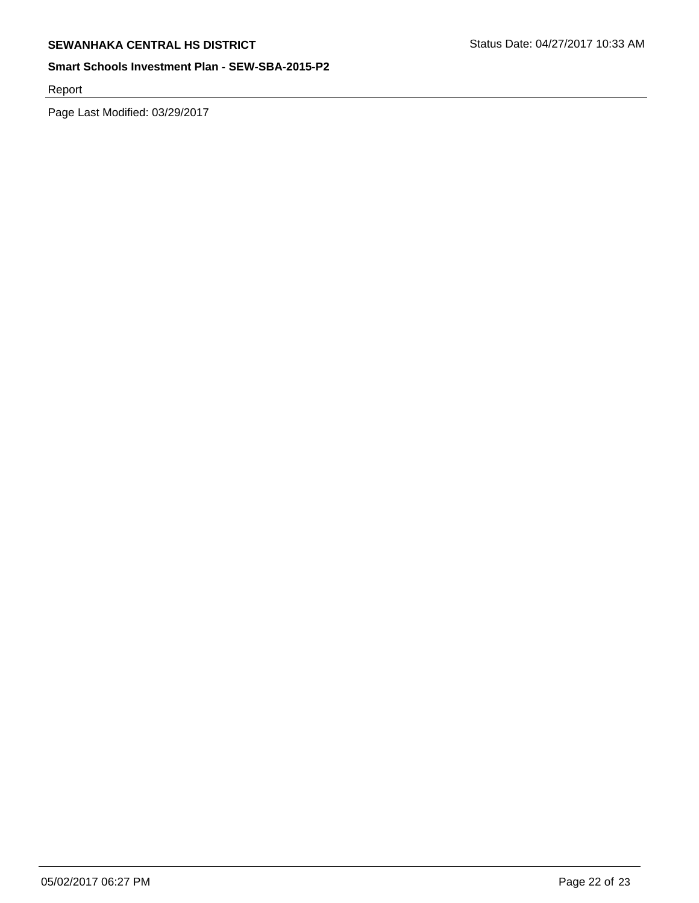Report

Page Last Modified: 03/29/2017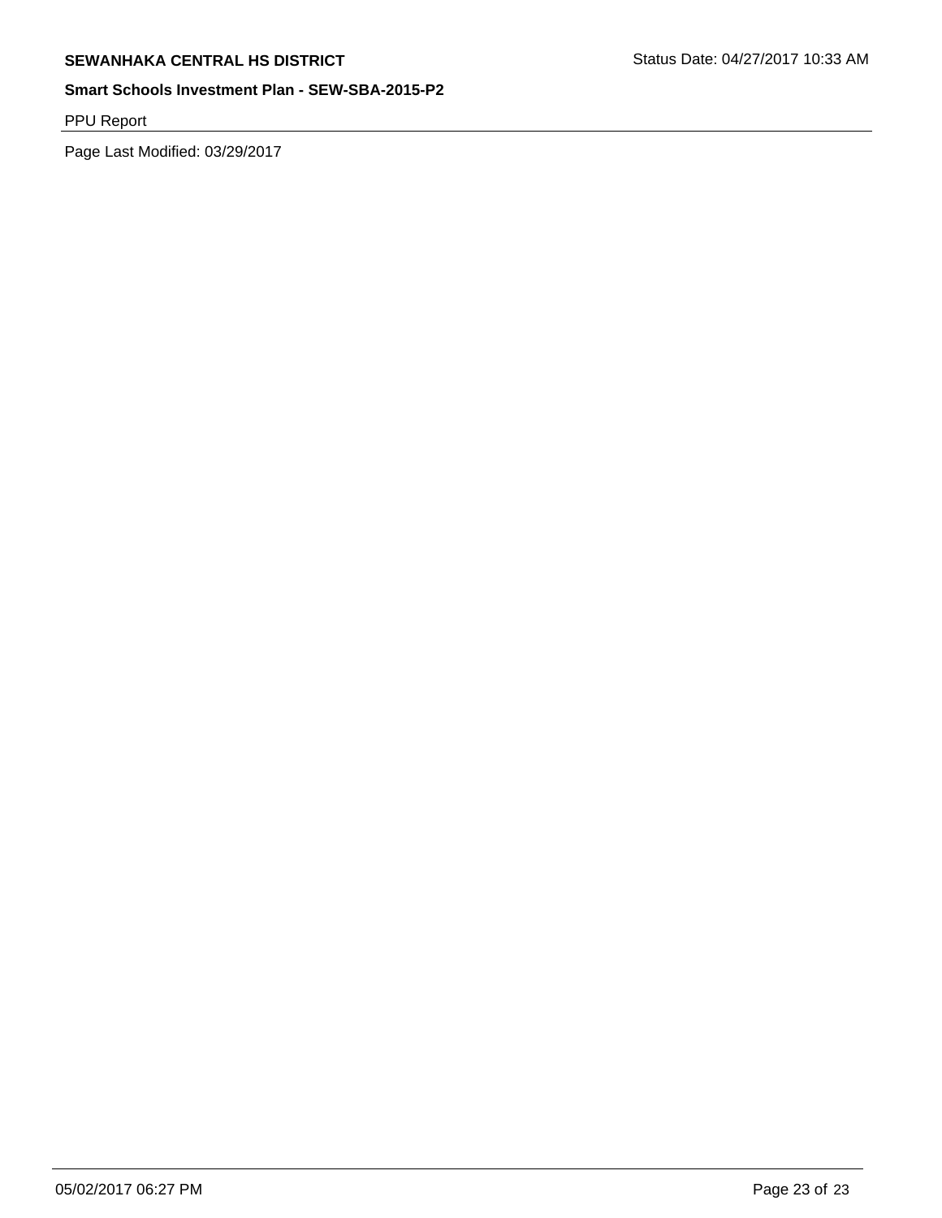PPU Report

Page Last Modified: 03/29/2017